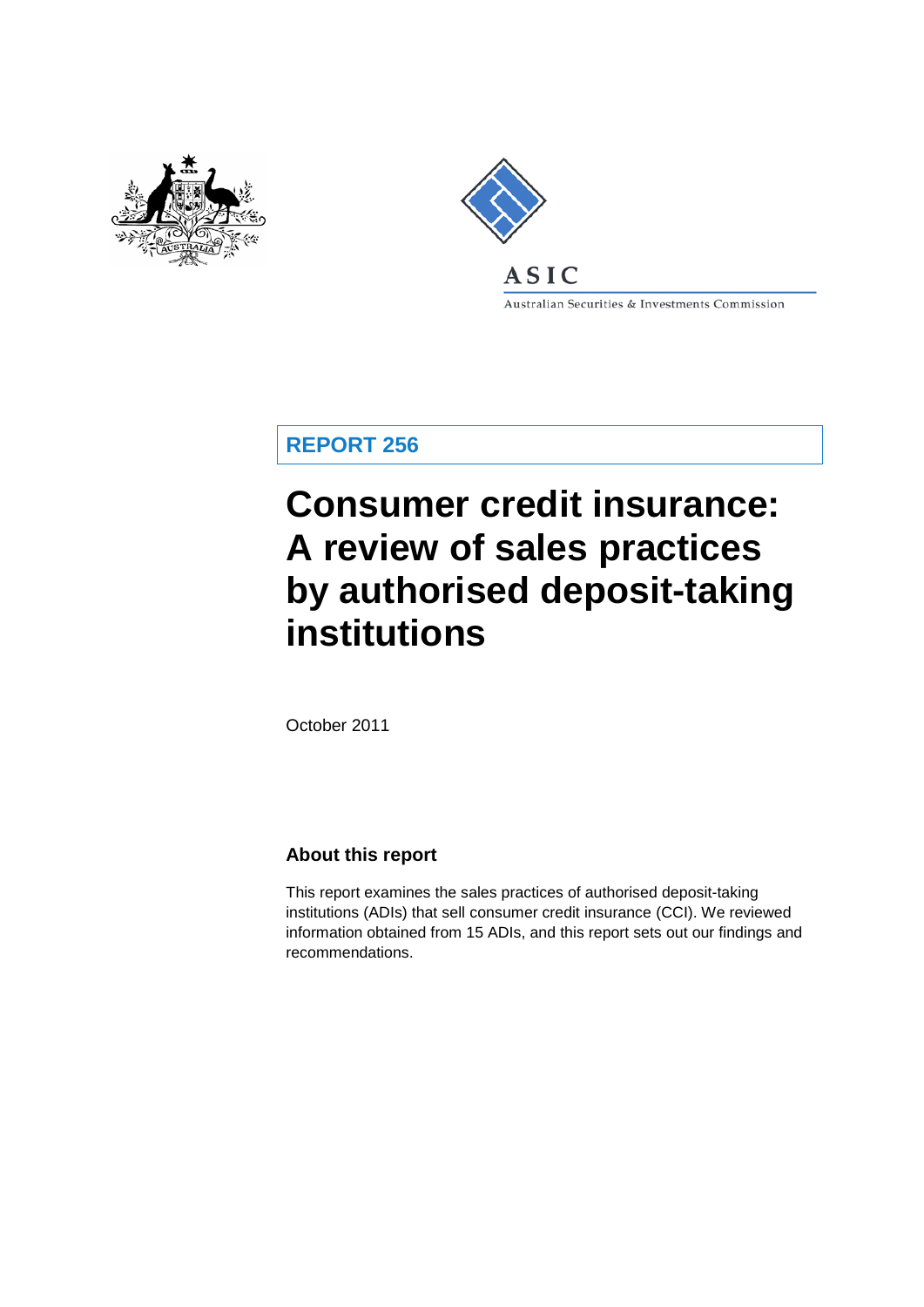ASIC

Australian Securities & Investments Commission

**REPORT 256**

# Consumer credit insurance: A review of sales practices by authorised deposit-taking institutions

October 2011

## About this report

This report examines the sales practices of authorised deposit-taking institutions (ADIs) that sell consumer credit insurance (CCI). We reviewed information obtained from 15 ADIs, and this report sets out our findings and recommendations.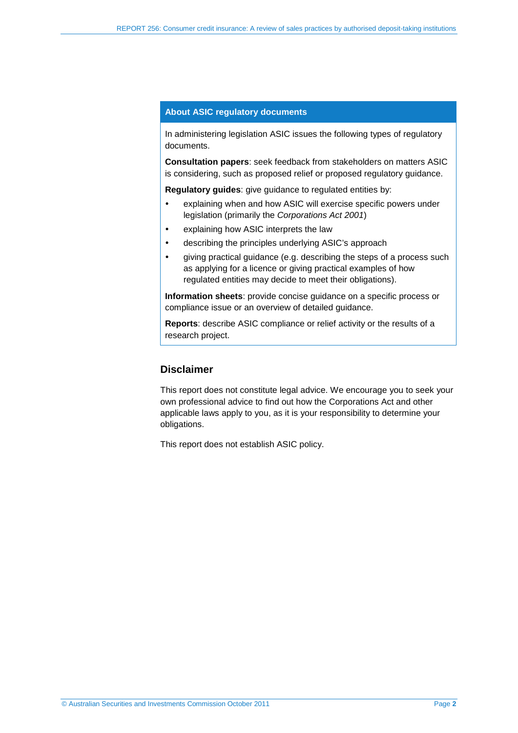## About ASIC regulatory documents

In administering legislation ASIC issues the following types of regulatory documents.

**Consultation papers**: seek feedback from stakeholders on matters ASIC is considering, such as proposed relief or proposed regulatory guidance.

**Regulatory guides**: give guidance to regulated entities by:

- explaining when and how ASIC will exercise specific powers under legislation (primarily the *Corporations Act 2001*)
- explaining how ASIC interprets the law
- describing the principles underlying ASIC's approach
- giving practical guidance (e.g. describing the steps of a process such as applying for a licence or giving practical examples of how regulated entities may decide to meet their obligations).

**Information sheets**: provide concise guidance on a specific process or compliance issue or an overview of detailed guidance.

**Reports**: describe ASIC compliance or relief activity or the results of a research project.

## Disclaimer

This report does not constitute legal advice. We encourage you to seek your own professional advice to find out how the Corporations Act and other applicable laws apply to you, as it is your responsibility to determine your obligations.

This report does not establish ASIC policy.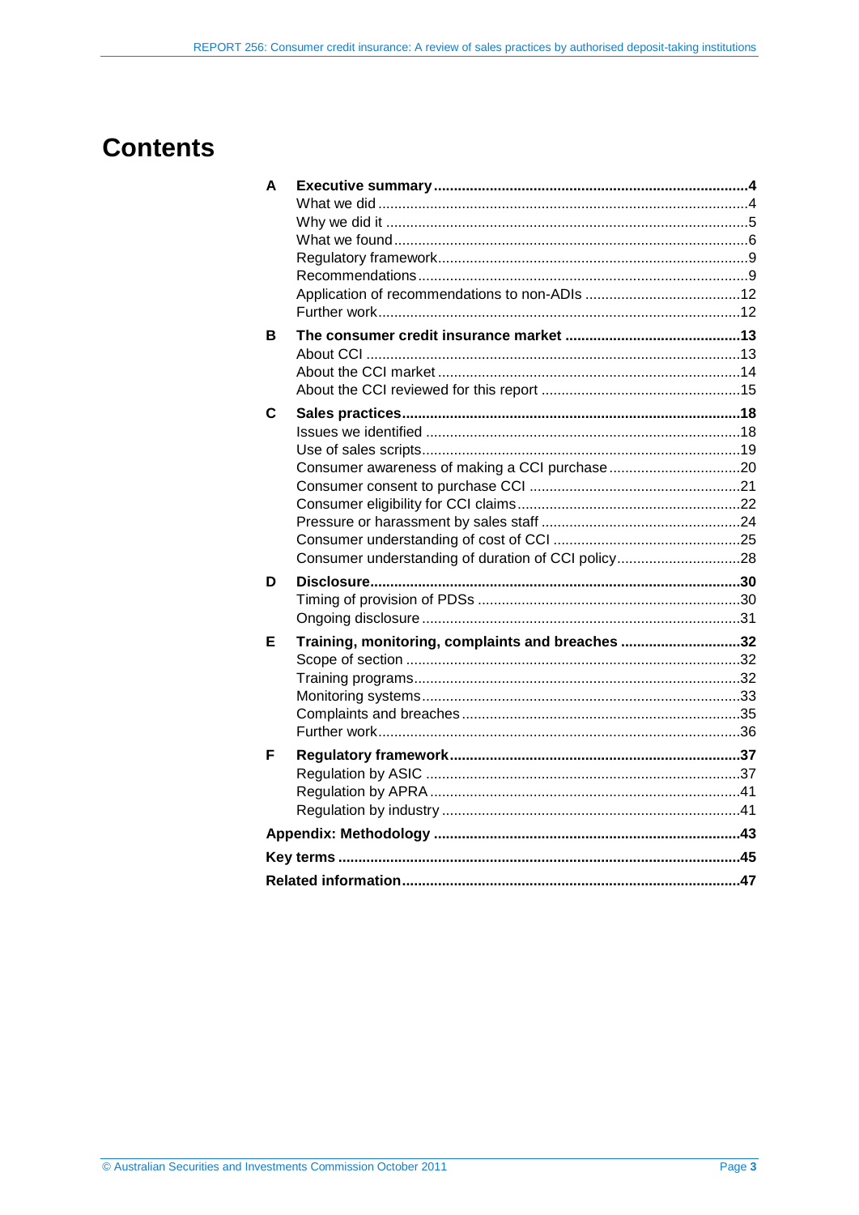# Contents

| | | |
|---|---|---|
| **A** | **Executive summary** | **4** |
| | What we did | 4 |
| | Why we did it | 5 |
| | What we found | 6 |
| | Regulatory framework | 9 |
| | Recommendations | 9 |
| | Application of recommendations to non-ADIs | 12 |
| | Further work | 12 |
| **B** | **The consumer credit insurance market** | **13** |
| | About CCI | 13 |
| | About the CCI market | 14 |
| | About the CCI reviewed for this report | 15 |
| **C** | **Sales practices** | **18** |
| | Issues we identified | 18 |
| | Use of sales scripts | 19 |
| | Consumer awareness of making a CCI purchase | 20 |
| | Consumer consent to purchase CCI | 21 |
| | Consumer eligibility for CCI claims | 22 |
| | Pressure or harassment by sales staff | 24 |
| | Consumer understanding of cost of CCI | 25 |
| | Consumer understanding of duration of CCI policy | 28 |
| **D** | **Disclosure** | **30** |
| | Timing of provision of PDSs | 30 |
| | Ongoing disclosure | 31 |
| **E** | **Training, monitoring, complaints and breaches** | **32** |
| | Scope of section | 32 |
| | Training programs | 32 |
| | Monitoring systems | 33 |
| | Complaints and breaches | 35 |
| | Further work | 36 |
| **F** | **Regulatory framework** | **37** |
| | Regulation by ASIC | 37 |
| | Regulation by APRA | 41 |
| | Regulation by industry | 41 |
| **Appendix: Methodology** | | **43** |
| **Key terms** | | **45** |
| **Related information** | | **47** |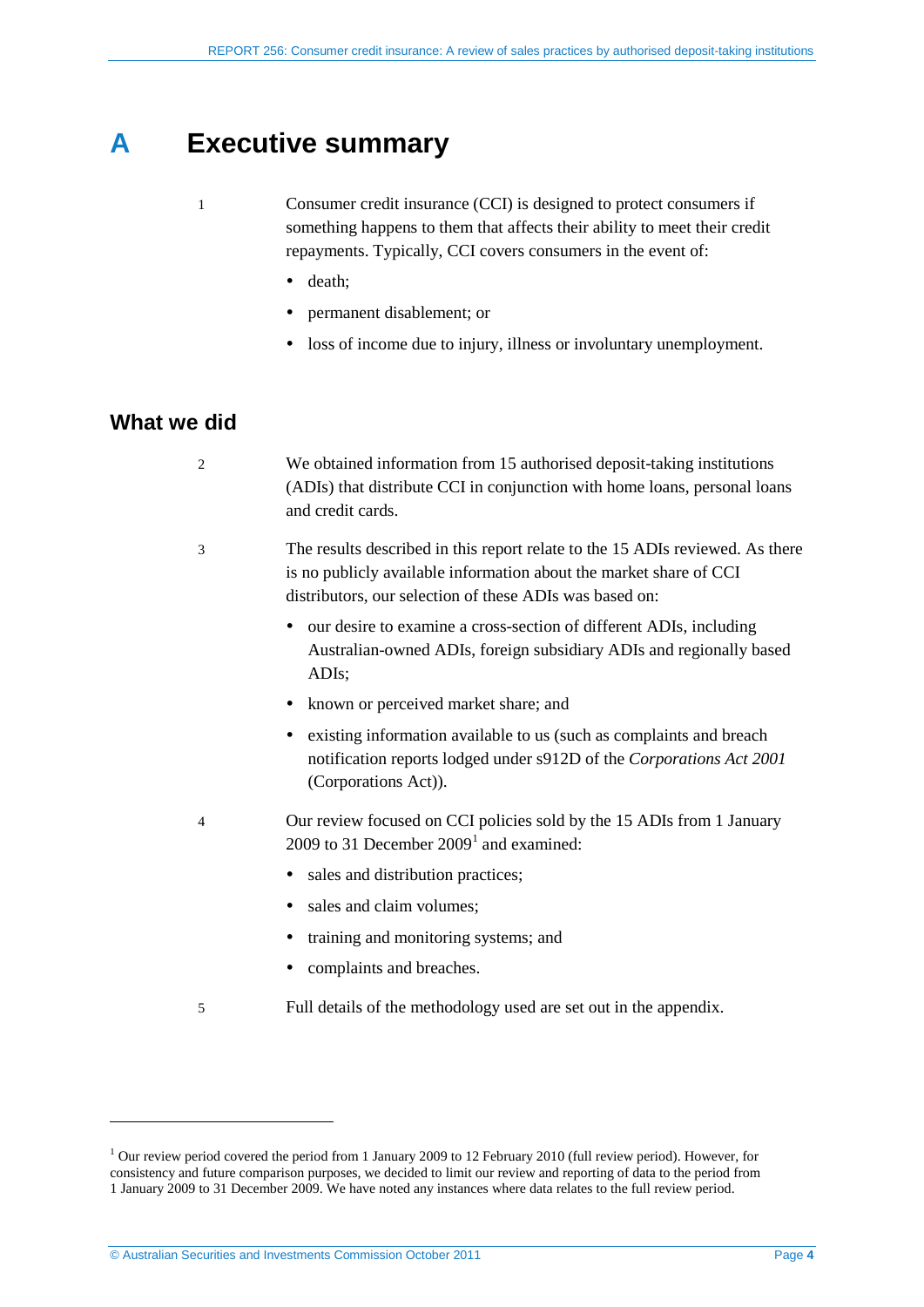# A Executive summary

1 Consumer credit insurance (CCI) is designed to protect consumers if something happens to them that affects their ability to meet their credit repayments. Typically, CCI covers consumers in the event of:

- death;
- permanent disablement; or
- loss of income due to injury, illness or involuntary unemployment.

## What we did

2 We obtained information from 15 authorised deposit-taking institutions (ADIs) that distribute CCI in conjunction with home loans, personal loans and credit cards.

3 The results described in this report relate to the 15 ADIs reviewed. As there is no publicly available information about the market share of CCI distributors, our selection of these ADIs was based on:

- our desire to examine a cross-section of different ADIs, including Australian-owned ADIs, foreign subsidiary ADIs and regionally based ADIs;
- known or perceived market share; and
- existing information available to us (such as complaints and breach notification reports lodged under s912D of the *Corporations Act 2001* (Corporations Act)).

4 Our review focused on CCI policies sold by the 15 ADIs from 1 January 2009 to 31 December 2009[1] and examined:

- sales and distribution practices;
- sales and claim volumes;
- training and monitoring systems; and
- complaints and breaches.

5 Full details of the methodology used are set out in the appendix.

---

[1] Our review period covered the period from 1 January 2009 to 12 February 2010 (full review period). However, for consistency and future comparison purposes, we decided to limit our review and reporting of data to the period from 1 January 2009 to 31 December 2009. We have noted any instances where data relates to the full review period.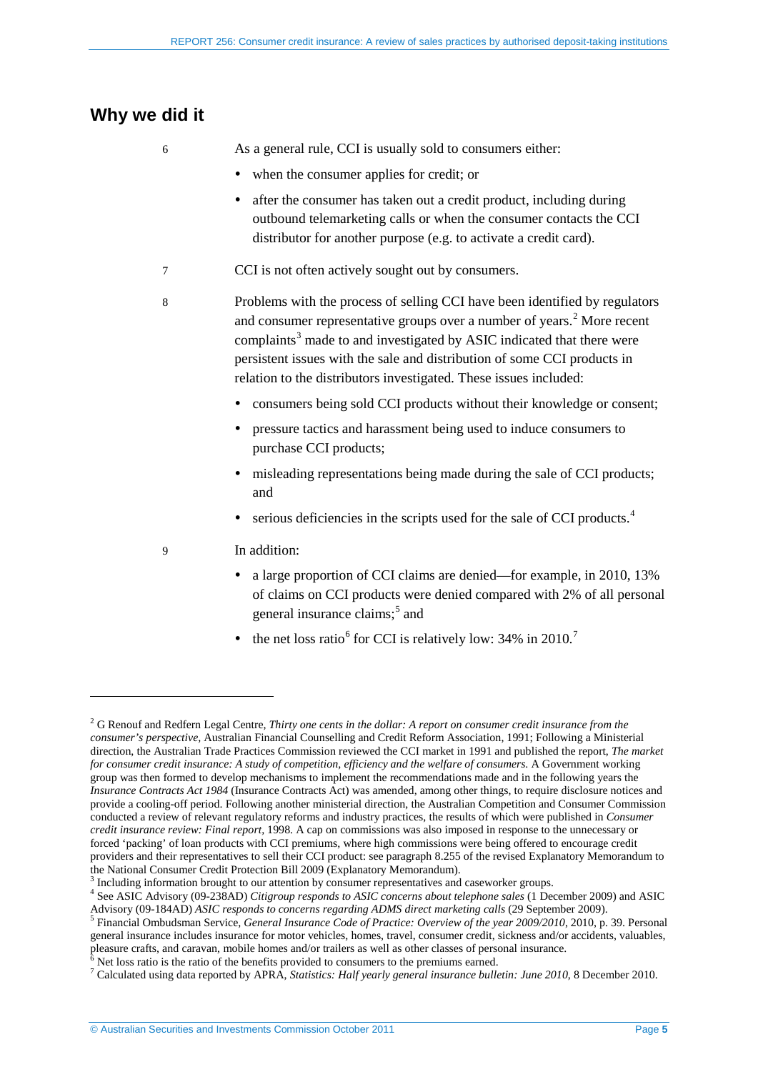## Why we did it

6 As a general rule, CCI is usually sold to consumers either:

- when the consumer applies for credit; or
- after the consumer has taken out a credit product, including during outbound telemarketing calls or when the consumer contacts the CCI distributor for another purpose (e.g. to activate a credit card).

7 CCI is not often actively sought out by consumers.

8 Problems with the process of selling CCI have been identified by regulators and consumer representative groups over a number of years.[2] More recent complaints[3] made to and investigated by ASIC indicated that there were persistent issues with the sale and distribution of some CCI products in relation to the distributors investigated. These issues included:

- consumers being sold CCI products without their knowledge or consent;
- pressure tactics and harassment being used to induce consumers to purchase CCI products;
- misleading representations being made during the sale of CCI products; and
- serious deficiencies in the scripts used for the sale of CCI products.[4]

9 In addition:

- a large proportion of CCI claims are denied—for example, in 2010, 13% of claims on CCI products were denied compared with 2% of all personal general insurance claims;[5] and
- the net loss ratio[6] for CCI is relatively low: 34% in 2010.[7]

---

[2] G Renouf and Redfern Legal Centre, *Thirty one cents in the dollar: A report on consumer credit insurance from the consumer's perspective*, Australian Financial Counselling and Credit Reform Association, 1991; Following a Ministerial direction, the Australian Trade Practices Commission reviewed the CCI market in 1991 and published the report, *The market for consumer credit insurance: A study of competition, efficiency and the welfare of consumers*. A Government working group was then formed to develop mechanisms to implement the recommendations made and in the following years the *Insurance Contracts Act 1984* (Insurance Contracts Act) was amended, among other things, to require disclosure notices and provide a cooling-off period. Following another ministerial direction, the Australian Competition and Consumer Commission conducted a review of relevant regulatory reforms and industry practices, the results of which were published in *Consumer credit insurance review: Final report*, 1998. A cap on commissions was also imposed in response to the unnecessary or forced 'packing' of loan products with CCI premiums, where high commissions were being offered to encourage credit providers and their representatives to sell their CCI product: see paragraph 8.255 of the revised Explanatory Memorandum to the National Consumer Credit Protection Bill 2009 (Explanatory Memorandum).

[3] Including information brought to our attention by consumer representatives and caseworker groups.

[4] See ASIC Advisory (09-238AD) *Citigroup responds to ASIC concerns about telephone sales* (1 December 2009) and ASIC Advisory (09-184AD) *ASIC responds to concerns regarding ADMS direct marketing calls* (29 September 2009).

[5] Financial Ombudsman Service, *General Insurance Code of Practice: Overview of the year 2009/2010*, 2010, p. 39. Personal general insurance includes insurance for motor vehicles, homes, travel, consumer credit, sickness and/or accidents, valuables, pleasure crafts, and caravan, mobile homes and/or trailers as well as other classes of personal insurance.

[6] Net loss ratio is the ratio of the benefits provided to consumers to the premiums earned.

[7] Calculated using data reported by APRA, *Statistics: Half yearly general insurance bulletin: June 2010*, 8 December 2010.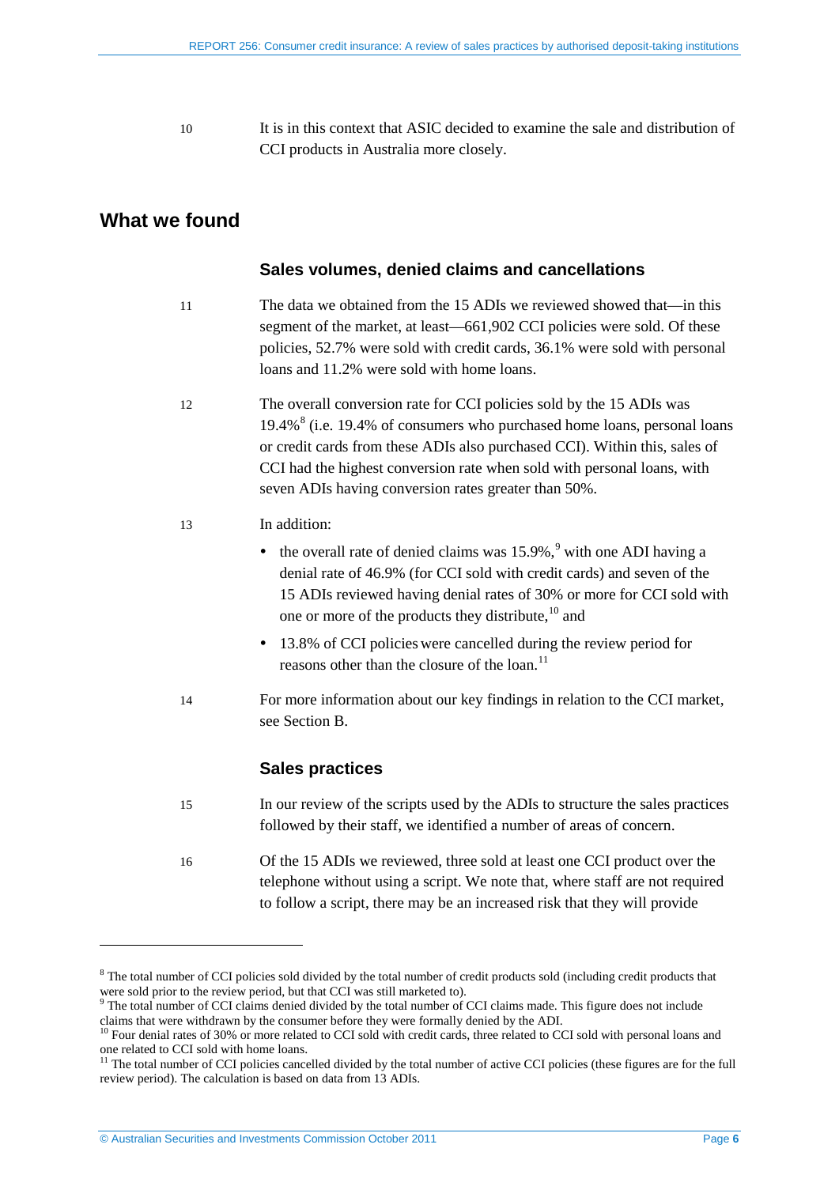10 It is in this context that ASIC decided to examine the sale and distribution of CCI products in Australia more closely.

## What we found

### Sales volumes, denied claims and cancellations

11 The data we obtained from the 15 ADIs we reviewed showed that—in this segment of the market, at least—661,902 CCI policies were sold. Of these policies, 52.7% were sold with credit cards, 36.1% were sold with personal loans and 11.2% were sold with home loans.

12 The overall conversion rate for CCI policies sold by the 15 ADIs was 19.4%[8] (i.e. 19.4% of consumers who purchased home loans, personal loans or credit cards from these ADIs also purchased CCI). Within this, sales of CCI had the highest conversion rate when sold with personal loans, with seven ADIs having conversion rates greater than 50%.

13 In addition:

- the overall rate of denied claims was 15.9%,[9] with one ADI having a denial rate of 46.9% (for CCI sold with credit cards) and seven of the 15 ADIs reviewed having denial rates of 30% or more for CCI sold with one or more of the products they distribute,[10] and
- 13.8% of CCI policies were cancelled during the review period for reasons other than the closure of the loan.[11]

14 For more information about our key findings in relation to the CCI market, see Section B.

### Sales practices

15 In our review of the scripts used by the ADIs to structure the sales practices followed by their staff, we identified a number of areas of concern.

16 Of the 15 ADIs we reviewed, three sold at least one CCI product over the telephone without using a script. We note that, where staff are not required to follow a script, there may be an increased risk that they will provide

---

[8] The total number of CCI policies sold divided by the total number of credit products sold (including credit products that were sold prior to the review period, but that CCI was still marketed to).

[9] The total number of CCI claims denied divided by the total number of CCI claims made. This figure does not include claims that were withdrawn by the consumer before they were formally denied by the ADI.

[10] Four denial rates of 30% or more related to CCI sold with credit cards, three related to CCI sold with personal loans and one related to CCI sold with home loans.

[11] The total number of CCI policies cancelled divided by the total number of active CCI policies (these figures are for the full review period). The calculation is based on data from 13 ADIs.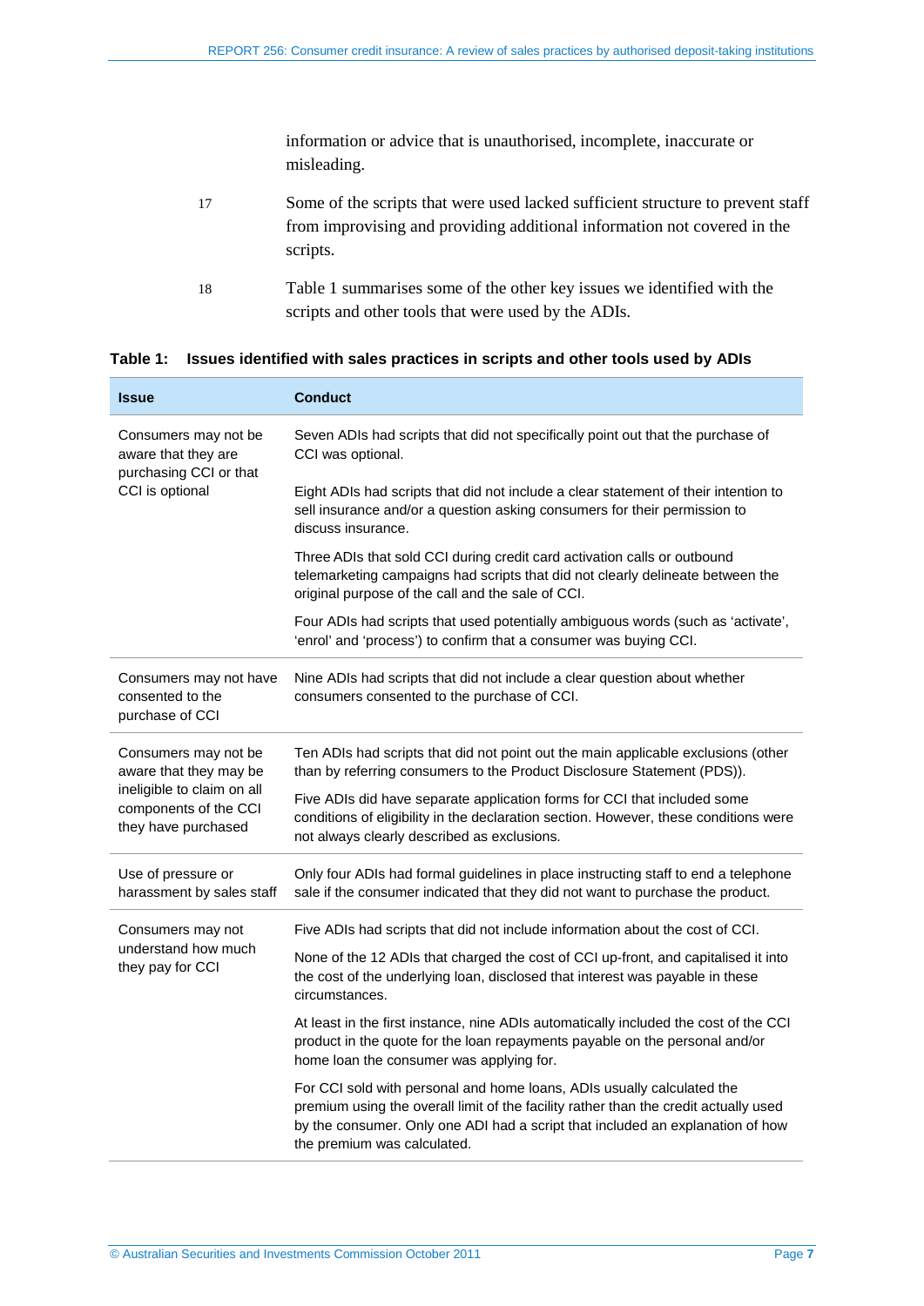information or advice that is unauthorised, incomplete, inaccurate or misleading.

17 Some of the scripts that were used lacked sufficient structure to prevent staff from improvising and providing additional information not covered in the scripts.

18 Table 1 summarises some of the other key issues we identified with the scripts and other tools that were used by the ADIs.

**Table 1: Issues identified with sales practices in scripts and other tools used by ADIs**

| Issue | Conduct |
|---|---|
| Consumers may not be aware that they are purchasing CCI or that CCI is optional | Seven ADIs had scripts that did not specifically point out that the purchase of CCI was optional. |
| | Eight ADIs had scripts that did not include a clear statement of their intention to sell insurance and/or a question asking consumers for their permission to discuss insurance. |
| | Three ADIs that sold CCI during credit card activation calls or outbound telemarketing campaigns had scripts that did not clearly delineate between the original purpose of the call and the sale of CCI. |
| | Four ADIs had scripts that used potentially ambiguous words (such as 'activate', 'enrol' and 'process') to confirm that a consumer was buying CCI. |
| Consumers may not have consented to the purchase of CCI | Nine ADIs had scripts that did not include a clear question about whether consumers consented to the purchase of CCI. |
| Consumers may not be aware that they may be ineligible to claim on all components of the CCI they have purchased | Ten ADIs had scripts that did not point out the main applicable exclusions (other than by referring consumers to the Product Disclosure Statement (PDS)). |
| | Five ADIs did have separate application forms for CCI that included some conditions of eligibility in the declaration section. However, these conditions were not always clearly described as exclusions. |
| Use of pressure or harassment by sales staff | Only four ADIs had formal guidelines in place instructing staff to end a telephone sale if the consumer indicated that they did not want to purchase the product. |
| Consumers may not understand how much they pay for CCI | Five ADIs had scripts that did not include information about the cost of CCI. |
| | None of the 12 ADIs that charged the cost of CCI up-front, and capitalised it into the cost of the underlying loan, disclosed that interest was payable in these circumstances. |
| | At least in the first instance, nine ADIs automatically included the cost of the CCI product in the quote for the loan repayments payable on the personal and/or home loan the consumer was applying for. |
| | For CCI sold with personal and home loans, ADIs usually calculated the premium using the overall limit of the facility rather than the credit actually used by the consumer. Only one ADI had a script that included an explanation of how the premium was calculated. |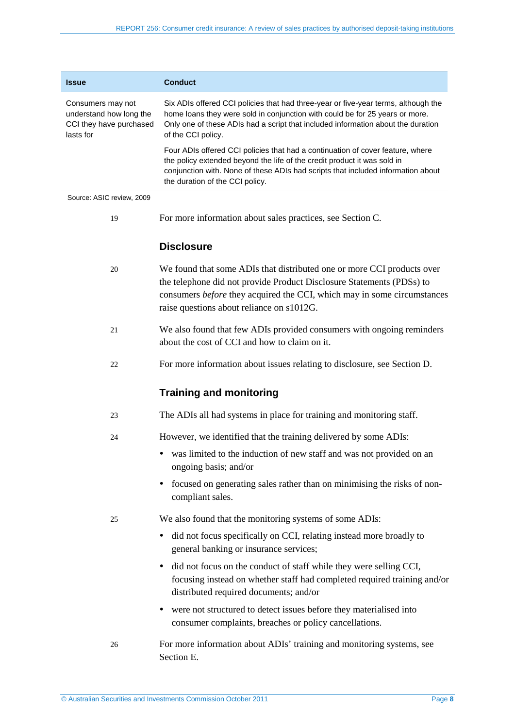| Issue | Conduct |
|---|---|
| Consumers may not understand how long the CCI they have purchased lasts for | Six ADIs offered CCI policies that had three-year or five-year terms, although the home loans they were sold in conjunction with could be for 25 years or more. Only one of these ADIs had a script that included information about the duration of the CCI policy.<br><br>Four ADIs offered CCI policies that had a continuation of cover feature, where the policy extended beyond the life of the credit product it was sold in conjunction with. None of these ADIs had scripts that included information about the duration of the CCI policy. |

Source: ASIC review, 2009

19 For more information about sales practices, see Section C.

## Disclosure

20 We found that some ADIs that distributed one or more CCI products over the telephone did not provide Product Disclosure Statements (PDSs) to consumers *before* they acquired the CCI, which may in some circumstances raise questions about reliance on s1012G.

21 We also found that few ADIs provided consumers with ongoing reminders about the cost of CCI and how to claim on it.

22 For more information about issues relating to disclosure, see Section D.

## Training and monitoring

23 The ADIs all had systems in place for training and monitoring staff.

24 However, we identified that the training delivered by some ADIs:

- was limited to the induction of new staff and was not provided on an ongoing basis; and/or
- focused on generating sales rather than on minimising the risks of non-compliant sales.

25 We also found that the monitoring systems of some ADIs:

- did not focus specifically on CCI, relating instead more broadly to general banking or insurance services;
- did not focus on the conduct of staff while they were selling CCI, focusing instead on whether staff had completed required training and/or distributed required documents; and/or
- were not structured to detect issues before they materialised into consumer complaints, breaches or policy cancellations.

26 For more information about ADIs' training and monitoring systems, see Section E.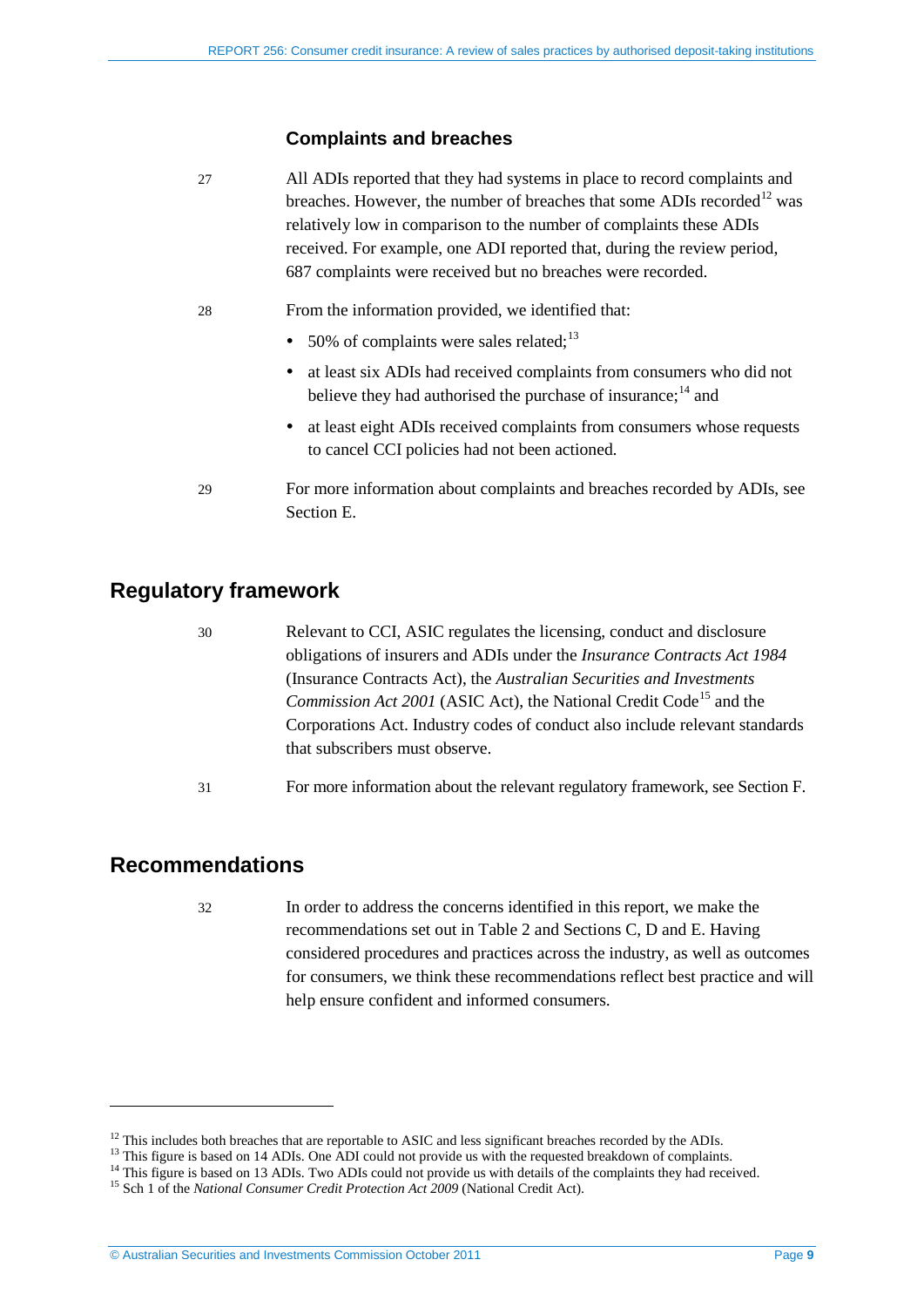### Complaints and breaches

27 All ADIs reported that they had systems in place to record complaints and breaches. However, the number of breaches that some ADIs recorded[12] was relatively low in comparison to the number of complaints these ADIs received. For example, one ADI reported that, during the review period, 687 complaints were received but no breaches were recorded.

28 From the information provided, we identified that:

- 50% of complaints were sales related;[13]
- at least six ADIs had received complaints from consumers who did not believe they had authorised the purchase of insurance;[14] and
- at least eight ADIs received complaints from consumers whose requests to cancel CCI policies had not been actioned.

29 For more information about complaints and breaches recorded by ADIs, see Section E.

## Regulatory framework

30 Relevant to CCI, ASIC regulates the licensing, conduct and disclosure obligations of insurers and ADIs under the *Insurance Contracts Act 1984* (Insurance Contracts Act), the *Australian Securities and Investments Commission Act 2001* (ASIC Act), the National Credit Code[15] and the Corporations Act. Industry codes of conduct also include relevant standards that subscribers must observe.

31 For more information about the relevant regulatory framework, see Section F.

## Recommendations

32 In order to address the concerns identified in this report, we make the recommendations set out in Table 2 and Sections C, D and E. Having considered procedures and practices across the industry, as well as outcomes for consumers, we think these recommendations reflect best practice and will help ensure confident and informed consumers.

---

[12] This includes both breaches that are reportable to ASIC and less significant breaches recorded by the ADIs.
[13] This figure is based on 14 ADIs. One ADI could not provide us with the requested breakdown of complaints.
[14] This figure is based on 13 ADIs. Two ADIs could not provide us with details of the complaints they had received.
[15] Sch 1 of the *National Consumer Credit Protection Act 2009* (National Credit Act).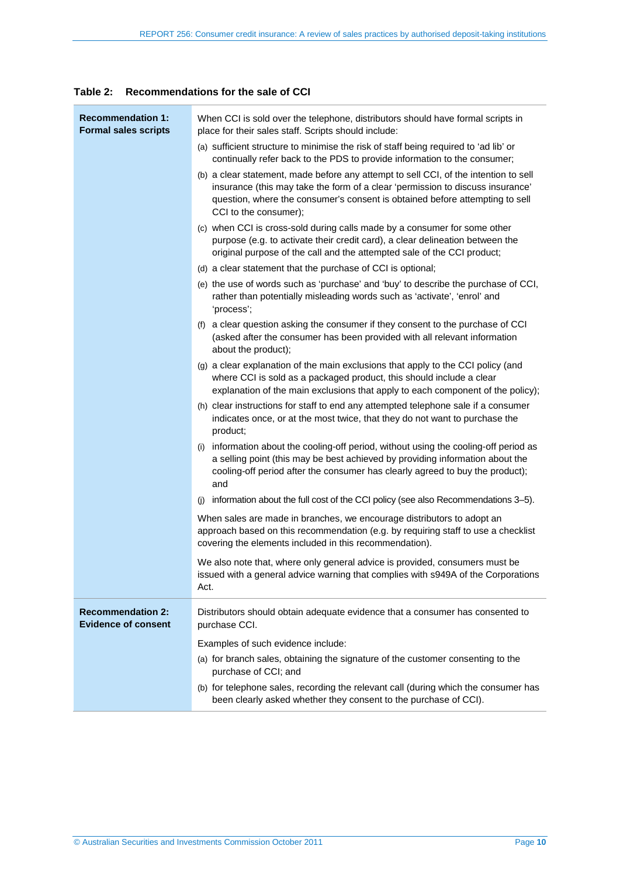**Table 2: Recommendations for the sale of CCI**

| | |
|---|---|
| **Recommendation 1: Formal sales scripts** | When CCI is sold over the telephone, distributors should have formal scripts in place for their sales staff. Scripts should include:<br>(a) sufficient structure to minimise the risk of staff being required to 'ad lib' or continually refer back to the PDS to provide information to the consumer;<br>(b) a clear statement, made before any attempt to sell CCI, of the intention to sell insurance (this may take the form of a clear 'permission to discuss insurance' question, where the consumer's consent is obtained before attempting to sell CCI to the consumer);<br>(c) when CCI is cross-sold during calls made by a consumer for some other purpose (e.g. to activate their credit card), a clear delineation between the original purpose of the call and the attempted sale of the CCI product;<br>(d) a clear statement that the purchase of CCI is optional;<br>(e) the use of words such as 'purchase' and 'buy' to describe the purchase of CCI, rather than potentially misleading words such as 'activate', 'enrol' and 'process';<br>(f) a clear question asking the consumer if they consent to the purchase of CCI (asked after the consumer has been provided with all relevant information about the product);<br>(g) a clear explanation of the main exclusions that apply to the CCI policy (and where CCI is sold as a packaged product, this should include a clear explanation of the main exclusions that apply to each component of the policy);<br>(h) clear instructions for staff to end any attempted telephone sale if a consumer indicates once, or at the most twice, that they do not want to purchase the product;<br>(i) information about the cooling-off period, without using the cooling-off period as a selling point (this may be best achieved by providing information about the cooling-off period after the consumer has clearly agreed to buy the product); and<br>(j) information about the full cost of the CCI policy (see also Recommendations 3–5).<br><br>When sales are made in branches, we encourage distributors to adopt an approach based on this recommendation (e.g. by requiring staff to use a checklist covering the elements included in this recommendation).<br><br>We also note that, where only general advice is provided, consumers must be issued with a general advice warning that complies with s949A of the Corporations Act. |
| **Recommendation 2: Evidence of consent** | Distributors should obtain adequate evidence that a consumer has consented to purchase CCI.<br><br>Examples of such evidence include:<br>(a) for branch sales, obtaining the signature of the customer consenting to the purchase of CCI; and<br>(b) for telephone sales, recording the relevant call (during which the consumer has been clearly asked whether they consent to the purchase of CCI). |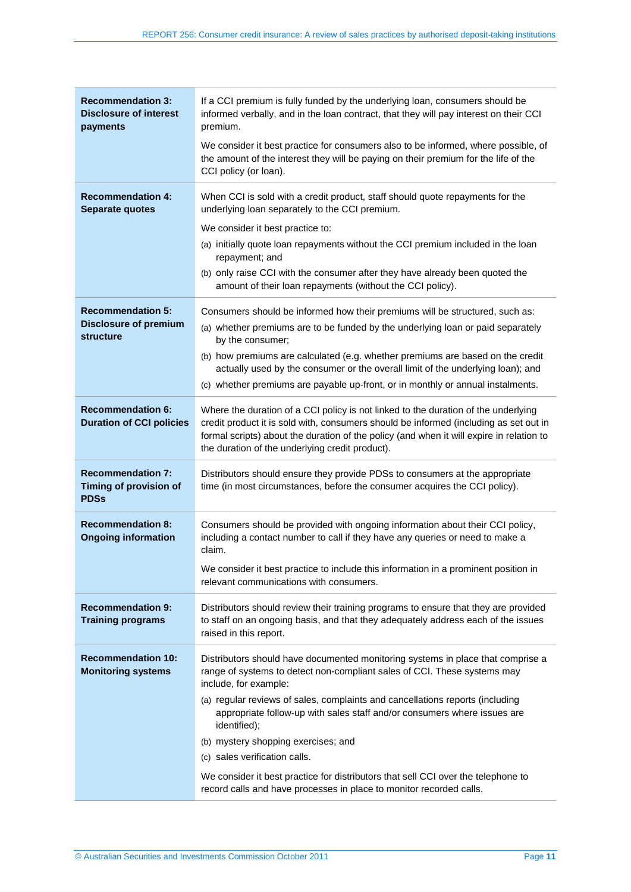| | |
|---|---|
| **Recommendation 3: Disclosure of interest payments** | If a CCI premium is fully funded by the underlying loan, consumers should be informed verbally, and in the loan contract, that they will pay interest on their CCI premium.<br><br>We consider it best practice for consumers also to be informed, where possible, of the amount of the interest they will be paying on their premium for the life of the CCI policy (or loan). |
| **Recommendation 4: Separate quotes** | When CCI is sold with a credit product, staff should quote repayments for the underlying loan separately to the CCI premium.<br><br>We consider it best practice to:<br>(a) initially quote loan repayments without the CCI premium included in the loan repayment; and<br>(b) only raise CCI with the consumer after they have already been quoted the amount of their loan repayments (without the CCI policy). |
| **Recommendation 5: Disclosure of premium structure** | Consumers should be informed how their premiums will be structured, such as:<br>(a) whether premiums are to be funded by the underlying loan or paid separately by the consumer;<br>(b) how premiums are calculated (e.g. whether premiums are based on the credit actually used by the consumer or the overall limit of the underlying loan); and<br>(c) whether premiums are payable up-front, or in monthly or annual instalments. |
| **Recommendation 6: Duration of CCI policies** | Where the duration of a CCI policy is not linked to the duration of the underlying credit product it is sold with, consumers should be informed (including as set out in formal scripts) about the duration of the policy (and when it will expire in relation to the duration of the underlying credit product). |
| **Recommendation 7: Timing of provision of PDSs** | Distributors should ensure they provide PDSs to consumers at the appropriate time (in most circumstances, before the consumer acquires the CCI policy). |
| **Recommendation 8: Ongoing information** | Consumers should be provided with ongoing information about their CCI policy, including a contact number to call if they have any queries or need to make a claim.<br><br>We consider it best practice to include this information in a prominent position in relevant communications with consumers. |
| **Recommendation 9: Training programs** | Distributors should review their training programs to ensure that they are provided to staff on an ongoing basis, and that they adequately address each of the issues raised in this report. |
| **Recommendation 10: Monitoring systems** | Distributors should have documented monitoring systems in place that comprise a range of systems to detect non-compliant sales of CCI. These systems may include, for example:<br>(a) regular reviews of sales, complaints and cancellations reports (including appropriate follow-up with sales staff and/or consumers where issues are identified);<br>(b) mystery shopping exercises; and<br>(c) sales verification calls.<br><br>We consider it best practice for distributors that sell CCI over the telephone to record calls and have processes in place to monitor recorded calls. |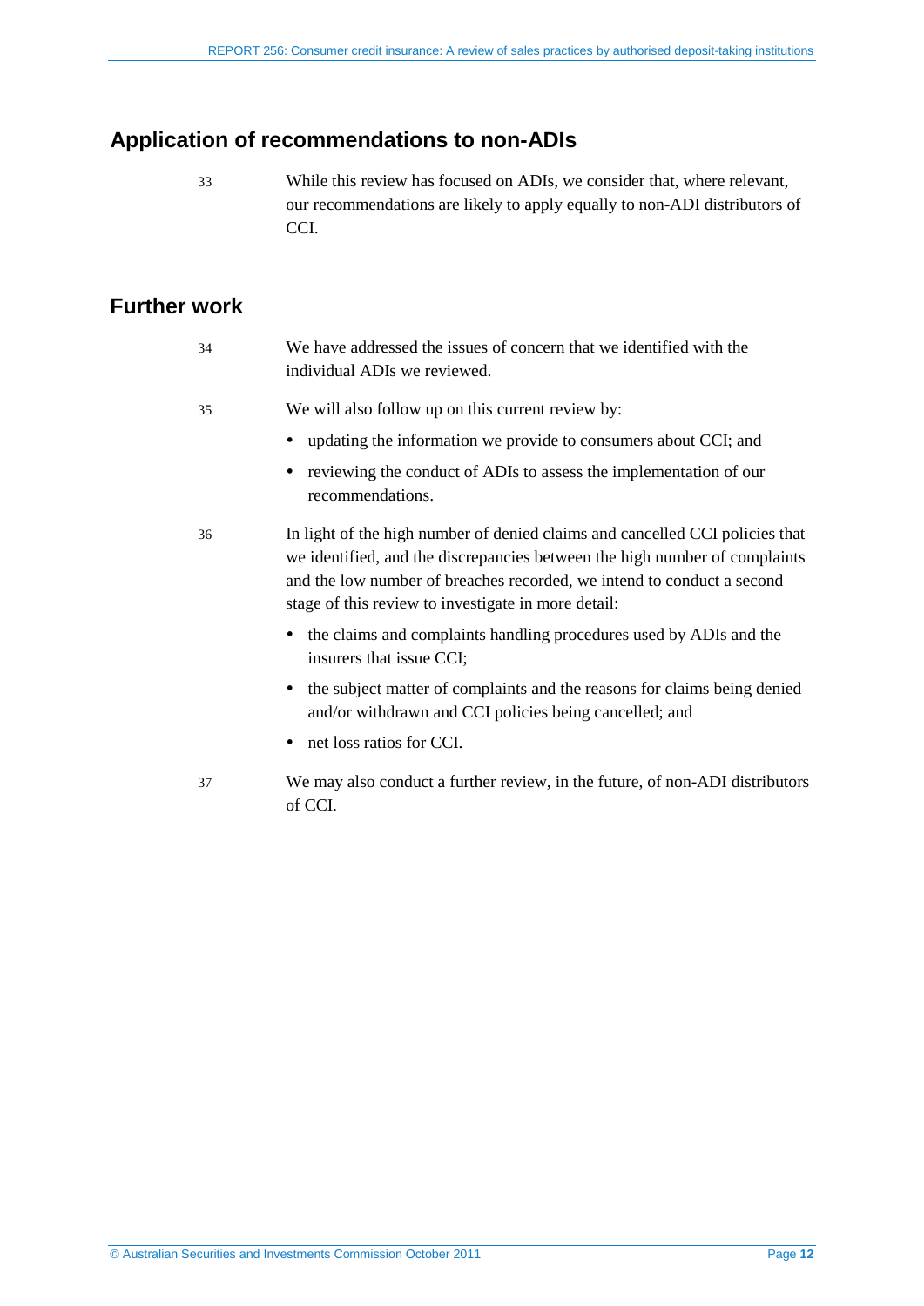## Application of recommendations to non-ADIs

33 While this review has focused on ADIs, we consider that, where relevant, our recommendations are likely to apply equally to non-ADI distributors of CCI.

## Further work

34 We have addressed the issues of concern that we identified with the individual ADIs we reviewed.

35 We will also follow up on this current review by:

- updating the information we provide to consumers about CCI; and
- reviewing the conduct of ADIs to assess the implementation of our recommendations.

36 In light of the high number of denied claims and cancelled CCI policies that we identified, and the discrepancies between the high number of complaints and the low number of breaches recorded, we intend to conduct a second stage of this review to investigate in more detail:

- the claims and complaints handling procedures used by ADIs and the insurers that issue CCI;
- the subject matter of complaints and the reasons for claims being denied and/or withdrawn and CCI policies being cancelled; and
- net loss ratios for CCI.

37 We may also conduct a further review, in the future, of non-ADI distributors of CCI.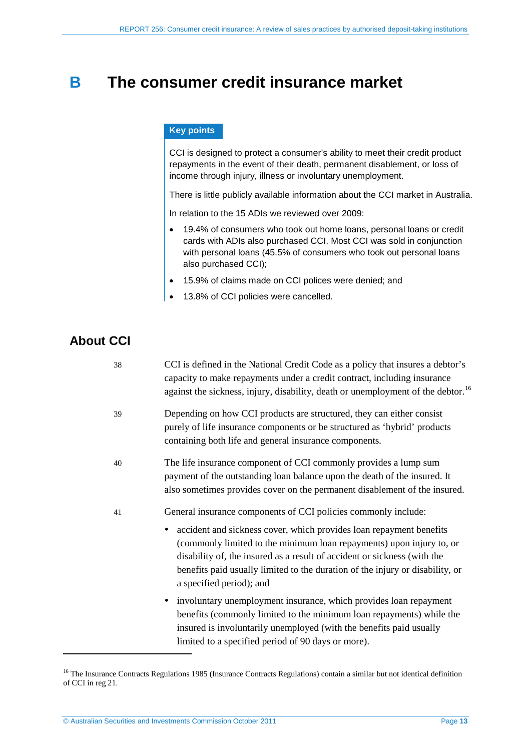# B The consumer credit insurance market

**Key points**

CCI is designed to protect a consumer's ability to meet their credit product repayments in the event of their death, permanent disablement, or loss of income through injury, illness or involuntary unemployment.

There is little publicly available information about the CCI market in Australia.

In relation to the 15 ADIs we reviewed over 2009:

- 19.4% of consumers who took out home loans, personal loans or credit cards with ADIs also purchased CCI. Most CCI was sold in conjunction with personal loans (45.5% of consumers who took out personal loans also purchased CCI);
- 15.9% of claims made on CCI polices were denied; and
- 13.8% of CCI policies were cancelled.

## About CCI

38 CCI is defined in the National Credit Code as a policy that insures a debtor's capacity to make repayments under a credit contract, including insurance against the sickness, injury, disability, death or unemployment of the debtor.[16]

39 Depending on how CCI products are structured, they can either consist purely of life insurance components or be structured as 'hybrid' products containing both life and general insurance components.

40 The life insurance component of CCI commonly provides a lump sum payment of the outstanding loan balance upon the death of the insured. It also sometimes provides cover on the permanent disablement of the insured.

41 General insurance components of CCI policies commonly include:

- accident and sickness cover, which provides loan repayment benefits (commonly limited to the minimum loan repayments) upon injury to, or disability of, the insured as a result of accident or sickness (with the benefits paid usually limited to the duration of the injury or disability, or a specified period); and
- involuntary unemployment insurance, which provides loan repayment benefits (commonly limited to the minimum loan repayments) while the insured is involuntarily unemployed (with the benefits paid usually limited to a specified period of 90 days or more).

---

[16] The Insurance Contracts Regulations 1985 (Insurance Contracts Regulations) contain a similar but not identical definition of CCI in reg 21.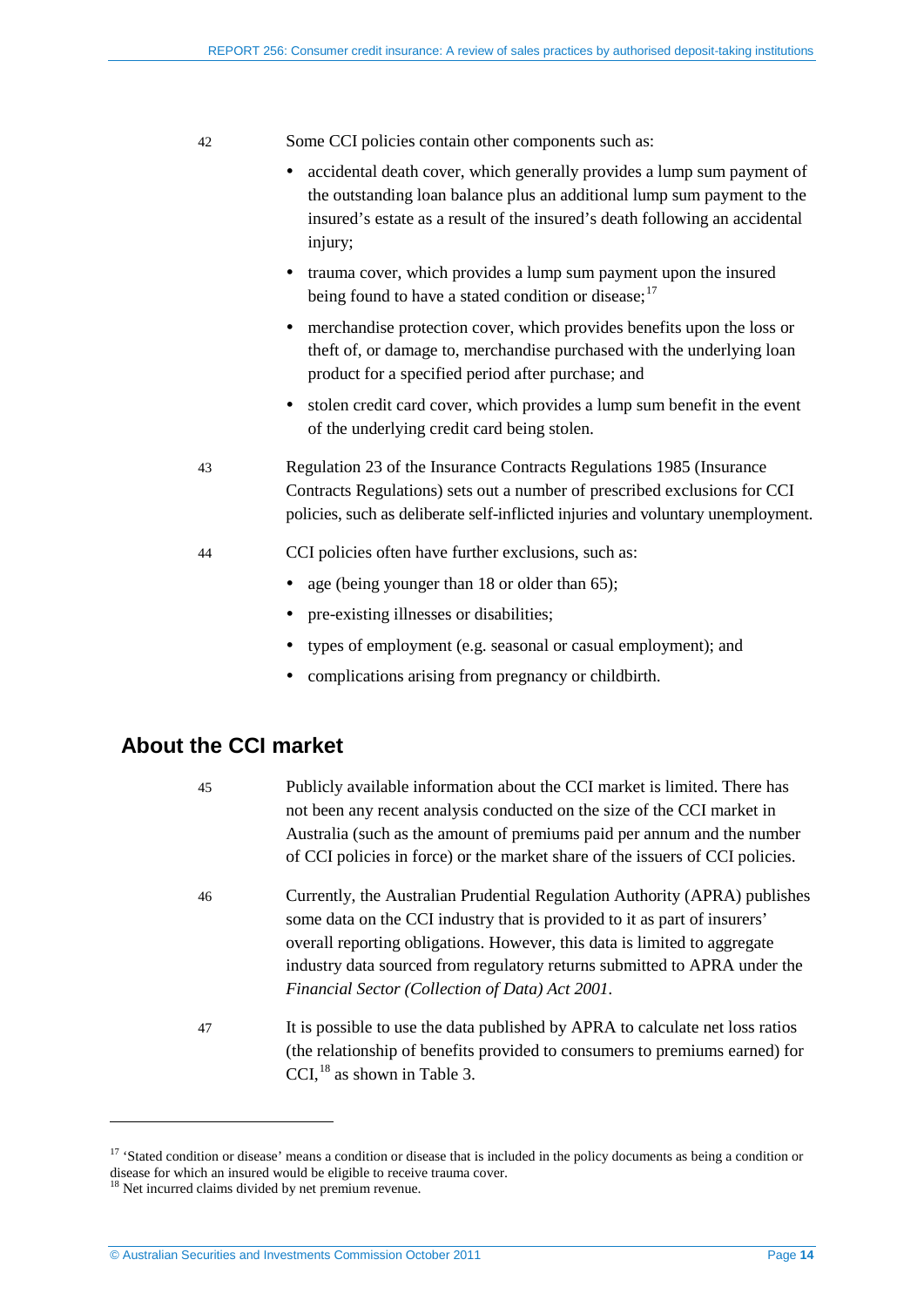42 Some CCI policies contain other components such as:

- accidental death cover, which generally provides a lump sum payment of the outstanding loan balance plus an additional lump sum payment to the insured's estate as a result of the insured's death following an accidental injury;
- trauma cover, which provides a lump sum payment upon the insured being found to have a stated condition or disease;[17]
- merchandise protection cover, which provides benefits upon the loss or theft of, or damage to, merchandise purchased with the underlying loan product for a specified period after purchase; and
- stolen credit card cover, which provides a lump sum benefit in the event of the underlying credit card being stolen.

43 Regulation 23 of the Insurance Contracts Regulations 1985 (Insurance Contracts Regulations) sets out a number of prescribed exclusions for CCI policies, such as deliberate self-inflicted injuries and voluntary unemployment.

44 CCI policies often have further exclusions, such as:

- age (being younger than 18 or older than 65);
- pre-existing illnesses or disabilities;
- types of employment (e.g. seasonal or casual employment); and
- complications arising from pregnancy or childbirth.

## About the CCI market

45 Publicly available information about the CCI market is limited. There has not been any recent analysis conducted on the size of the CCI market in Australia (such as the amount of premiums paid per annum and the number of CCI policies in force) or the market share of the issuers of CCI policies.

46 Currently, the Australian Prudential Regulation Authority (APRA) publishes some data on the CCI industry that is provided to it as part of insurers' overall reporting obligations. However, this data is limited to aggregate industry data sourced from regulatory returns submitted to APRA under the *Financial Sector (Collection of Data) Act 2001*.

47 It is possible to use the data published by APRA to calculate net loss ratios (the relationship of benefits provided to consumers to premiums earned) for CCI,[18] as shown in Table 3.

[17] 'Stated condition or disease' means a condition or disease that is included in the policy documents as being a condition or disease for which an insured would be eligible to receive trauma cover.

[18] Net incurred claims divided by net premium revenue.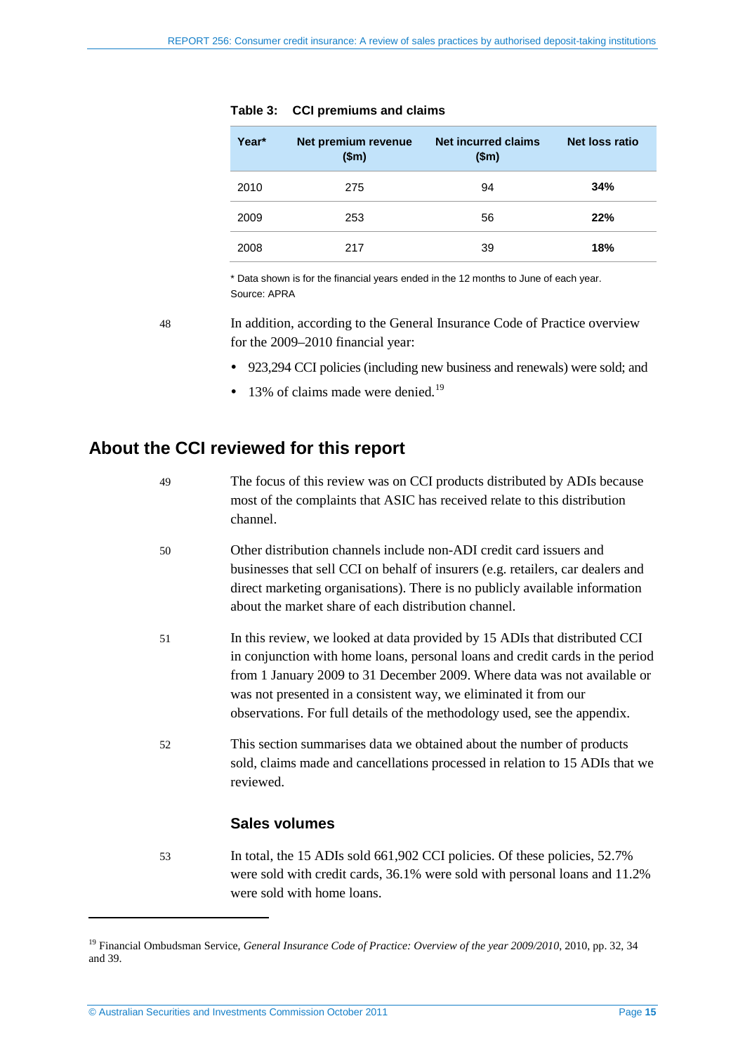**Table 3: CCI premiums and claims**

| Year* | Net premium revenue ($m) | Net incurred claims ($m) | Net loss ratio |
|---|---|---|---|
| 2010 | 275 | 94 | **34%** |
| 2009 | 253 | 56 | **22%** |
| 2008 | 217 | 39 | **18%** |

\* Data shown is for the financial years ended in the 12 months to June of each year.
Source: APRA

48 In addition, according to the General Insurance Code of Practice overview for the 2009–2010 financial year:

- 923,294 CCI policies (including new business and renewals) were sold; and
- 13% of claims made were denied.[19]

## About the CCI reviewed for this report

49 The focus of this review was on CCI products distributed by ADIs because most of the complaints that ASIC has received relate to this distribution channel.

50 Other distribution channels include non-ADI credit card issuers and businesses that sell CCI on behalf of insurers (e.g. retailers, car dealers and direct marketing organisations). There is no publicly available information about the market share of each distribution channel.

51 In this review, we looked at data provided by 15 ADIs that distributed CCI in conjunction with home loans, personal loans and credit cards in the period from 1 January 2009 to 31 December 2009. Where data was not available or was not presented in a consistent way, we eliminated it from our observations. For full details of the methodology used, see the appendix.

52 This section summarises data we obtained about the number of products sold, claims made and cancellations processed in relation to 15 ADIs that we reviewed.

### Sales volumes

53 In total, the 15 ADIs sold 661,902 CCI policies. Of these policies, 52.7% were sold with credit cards, 36.1% were sold with personal loans and 11.2% were sold with home loans.

---

[19] Financial Ombudsman Service, *General Insurance Code of Practice: Overview of the year 2009/2010*, 2010, pp. 32, 34 and 39.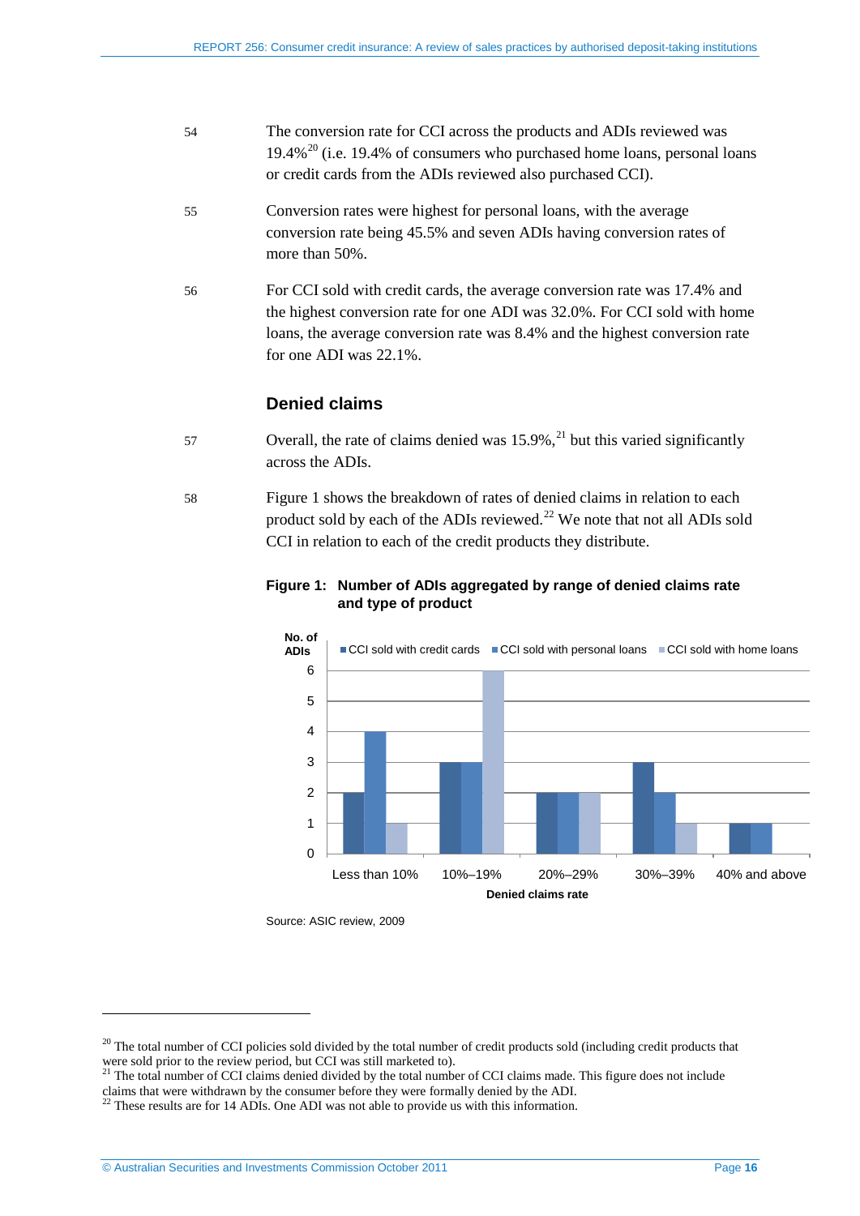54 The conversion rate for CCI across the products and ADIs reviewed was 19.4%[20] (i.e. 19.4% of consumers who purchased home loans, personal loans or credit cards from the ADIs reviewed also purchased CCI).

55 Conversion rates were highest for personal loans, with the average conversion rate being 45.5% and seven ADIs having conversion rates of more than 50%.

56 For CCI sold with credit cards, the average conversion rate was 17.4% and the highest conversion rate for one ADI was 32.0%. For CCI sold with home loans, the average conversion rate was 8.4% and the highest conversion rate for one ADI was 22.1%.

### Denied claims

57 Overall, the rate of claims denied was 15.9%,[21] but this varied significantly across the ADIs.

58 Figure 1 shows the breakdown of rates of denied claims in relation to each product sold by each of the ADIs reviewed.[22] We note that not all ADIs sold CCI in relation to each of the credit products they distribute.

**Figure 1: Number of ADIs aggregated by range of denied claims rate and type of product**

| Denied claims rate | CCI sold with credit cards | CCI sold with personal loans | CCI sold with home loans |
| --- | --- | --- | --- |
| Less than 10% | 2 | 4 | 1 |
| 10%–19% | 3 | 3 | 6 |
| 20%–29% | 2 | 2 | 2 |
| 30%–39% | 3 | 2 | 1 |
| 40% and above | 1 | 1 | 0 |

Source: ASIC review, 2009

---

[20] The total number of CCI policies sold divided by the total number of credit products sold (including credit products that were sold prior to the review period, but CCI was still marketed to).

[21] The total number of CCI claims denied divided by the total number of CCI claims made. This figure does not include claims that were withdrawn by the consumer before they were formally denied by the ADI.

[22] These results are for 14 ADIs. One ADI was not able to provide us with this information.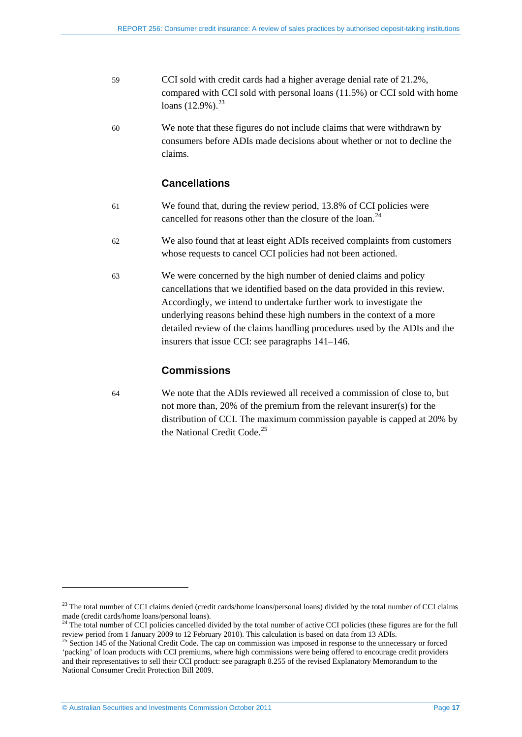59 CCI sold with credit cards had a higher average denial rate of 21.2%, compared with CCI sold with personal loans (11.5%) or CCI sold with home loans (12.9%).[23]

60 We note that these figures do not include claims that were withdrawn by consumers before ADIs made decisions about whether or not to decline the claims.

### Cancellations

61 We found that, during the review period, 13.8% of CCI policies were cancelled for reasons other than the closure of the loan.[24]

62 We also found that at least eight ADIs received complaints from customers whose requests to cancel CCI policies had not been actioned.

63 We were concerned by the high number of denied claims and policy cancellations that we identified based on the data provided in this review. Accordingly, we intend to undertake further work to investigate the underlying reasons behind these high numbers in the context of a more detailed review of the claims handling procedures used by the ADIs and the insurers that issue CCI: see paragraphs 141–146.

### Commissions

64 We note that the ADIs reviewed all received a commission of close to, but not more than, 20% of the premium from the relevant insurer(s) for the distribution of CCI. The maximum commission payable is capped at 20% by the National Credit Code.[25]

---

[23] The total number of CCI claims denied (credit cards/home loans/personal loans) divided by the total number of CCI claims made (credit cards/home loans/personal loans).

[24] The total number of CCI policies cancelled divided by the total number of active CCI policies (these figures are for the full review period from 1 January 2009 to 12 February 2010). This calculation is based on data from 13 ADIs.

[25] Section 145 of the National Credit Code. The cap on commission was imposed in response to the unnecessary or forced 'packing' of loan products with CCI premiums, where high commissions were being offered to encourage credit providers and their representatives to sell their CCI product: see paragraph 8.255 of the revised Explanatory Memorandum to the National Consumer Credit Protection Bill 2009.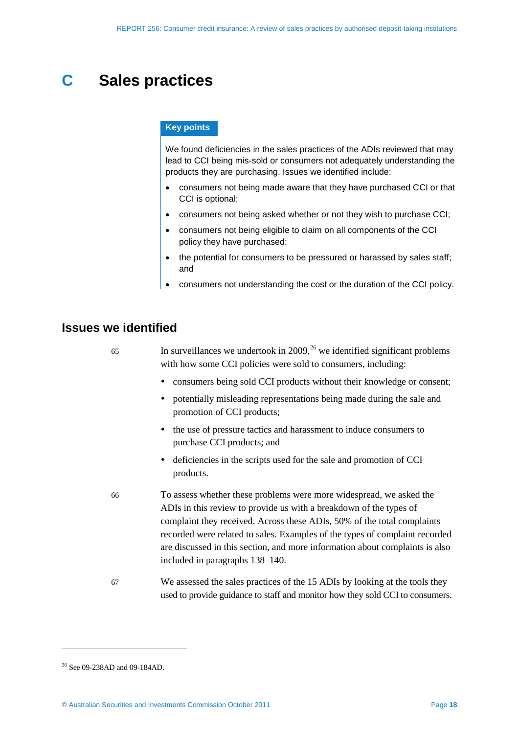# C Sales practices

**Key points**

We found deficiencies in the sales practices of the ADIs reviewed that may lead to CCI being mis-sold or consumers not adequately understanding the products they are purchasing. Issues we identified include:

- consumers not being made aware that they have purchased CCI or that CCI is optional;
- consumers not being asked whether or not they wish to purchase CCI;
- consumers not being eligible to claim on all components of the CCI policy they have purchased;
- the potential for consumers to be pressured or harassed by sales staff; and
- consumers not understanding the cost or the duration of the CCI policy.

## Issues we identified

65 In surveillances we undertook in 2009,[26] we identified significant problems with how some CCI policies were sold to consumers, including:

- consumers being sold CCI products without their knowledge or consent;
- potentially misleading representations being made during the sale and promotion of CCI products;
- the use of pressure tactics and harassment to induce consumers to purchase CCI products; and
- deficiencies in the scripts used for the sale and promotion of CCI products.

66 To assess whether these problems were more widespread, we asked the ADIs in this review to provide us with a breakdown of the types of complaint they received. Across these ADIs, 50% of the total complaints recorded were related to sales. Examples of the types of complaint recorded are discussed in this section, and more information about complaints is also included in paragraphs 138–140.

67 We assessed the sales practices of the 15 ADIs by looking at the tools they used to provide guidance to staff and monitor how they sold CCI to consumers.

[26] See 09-238AD and 09-184AD.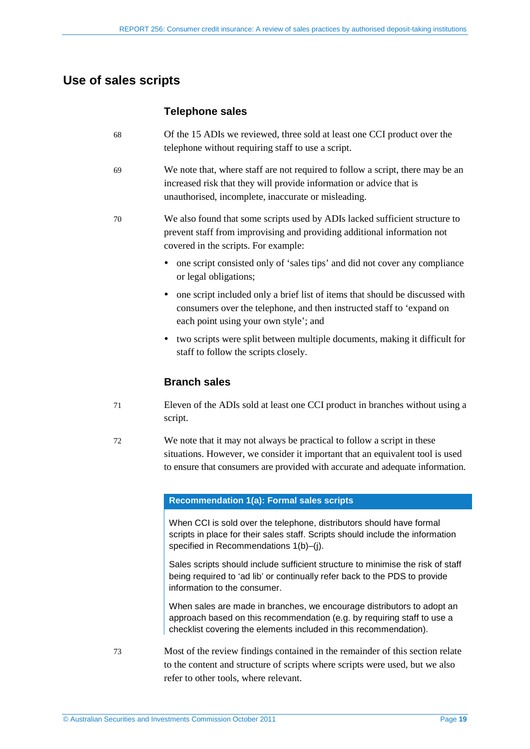## Use of sales scripts

### Telephone sales

68 Of the 15 ADIs we reviewed, three sold at least one CCI product over the telephone without requiring staff to use a script.

69 We note that, where staff are not required to follow a script, there may be an increased risk that they will provide information or advice that is unauthorised, incomplete, inaccurate or misleading.

70 We also found that some scripts used by ADIs lacked sufficient structure to prevent staff from improvising and providing additional information not covered in the scripts. For example:

- one script consisted only of 'sales tips' and did not cover any compliance or legal obligations;
- one script included only a brief list of items that should be discussed with consumers over the telephone, and then instructed staff to 'expand on each point using your own style'; and
- two scripts were split between multiple documents, making it difficult for staff to follow the scripts closely.

### Branch sales

71 Eleven of the ADIs sold at least one CCI product in branches without using a script.

72 We note that it may not always be practical to follow a script in these situations. However, we consider it important that an equivalent tool is used to ensure that consumers are provided with accurate and adequate information.

> **Recommendation 1(a): Formal sales scripts**
>
> When CCI is sold over the telephone, distributors should have formal scripts in place for their sales staff. Scripts should include the information specified in Recommendations 1(b)–(j).
>
> Sales scripts should include sufficient structure to minimise the risk of staff being required to 'ad lib' or continually refer back to the PDS to provide information to the consumer.
>
> When sales are made in branches, we encourage distributors to adopt an approach based on this recommendation (e.g. by requiring staff to use a checklist covering the elements included in this recommendation).

73 Most of the review findings contained in the remainder of this section relate to the content and structure of scripts where scripts were used, but we also refer to other tools, where relevant.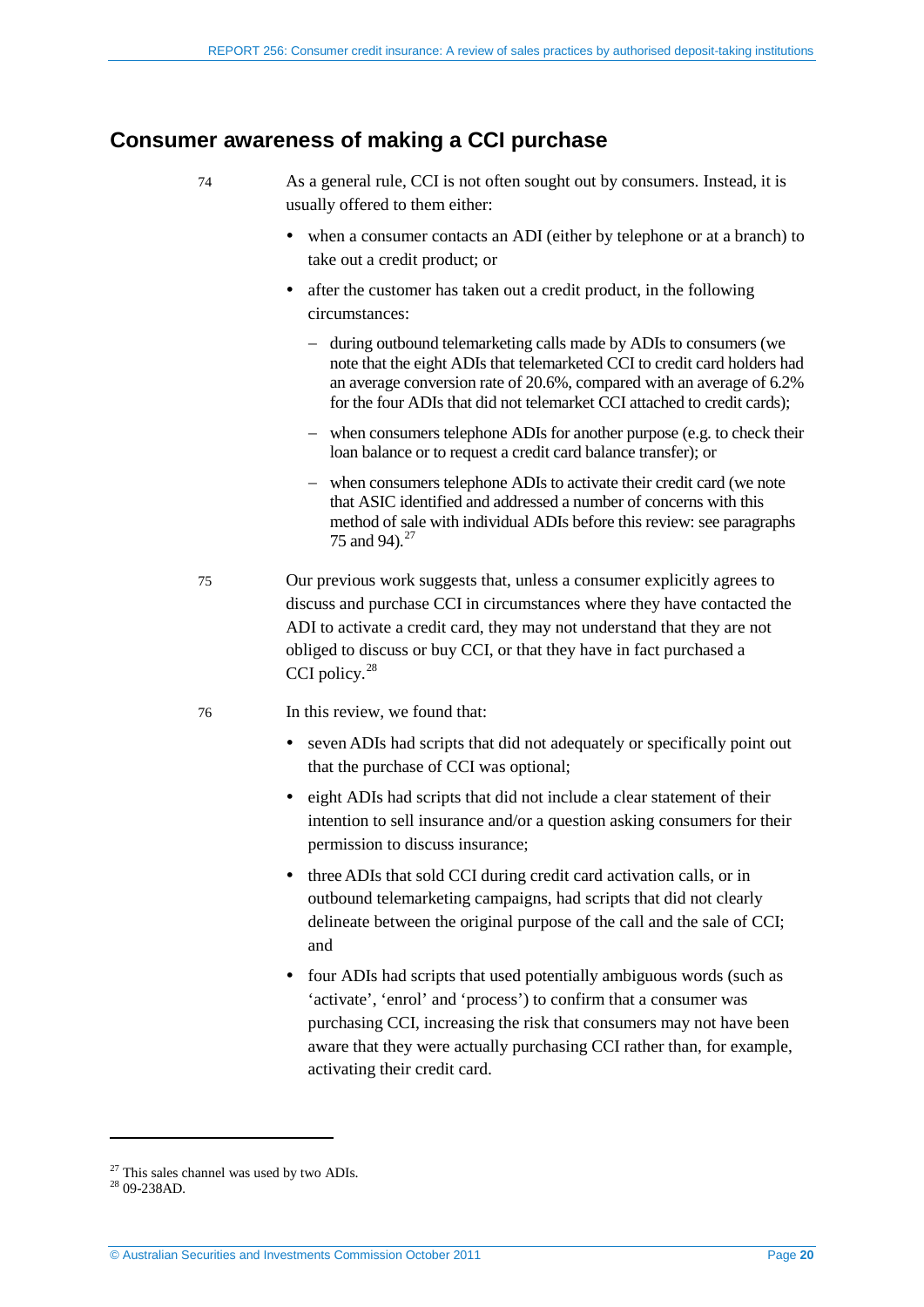## Consumer awareness of making a CCI purchase

74 As a general rule, CCI is not often sought out by consumers. Instead, it is usually offered to them either:

- when a consumer contacts an ADI (either by telephone or at a branch) to take out a credit product; or
- after the customer has taken out a credit product, in the following circumstances:
  - during outbound telemarketing calls made by ADIs to consumers (we note that the eight ADIs that telemarketed CCI to credit card holders had an average conversion rate of 20.6%, compared with an average of 6.2% for the four ADIs that did not telemarket CCI attached to credit cards);
  - when consumers telephone ADIs for another purpose (e.g. to check their loan balance or to request a credit card balance transfer); or
  - when consumers telephone ADIs to activate their credit card (we note that ASIC identified and addressed a number of concerns with this method of sale with individual ADIs before this review: see paragraphs 75 and 94).[27]

75 Our previous work suggests that, unless a consumer explicitly agrees to discuss and purchase CCI in circumstances where they have contacted the ADI to activate a credit card, they may not understand that they are not obliged to discuss or buy CCI, or that they have in fact purchased a CCI policy.[28]

76 In this review, we found that:

- seven ADIs had scripts that did not adequately or specifically point out that the purchase of CCI was optional;
- eight ADIs had scripts that did not include a clear statement of their intention to sell insurance and/or a question asking consumers for their permission to discuss insurance;
- three ADIs that sold CCI during credit card activation calls, or in outbound telemarketing campaigns, had scripts that did not clearly delineate between the original purpose of the call and the sale of CCI; and
- four ADIs had scripts that used potentially ambiguous words (such as 'activate', 'enrol' and 'process') to confirm that a consumer was purchasing CCI, increasing the risk that consumers may not have been aware that they were actually purchasing CCI rather than, for example, activating their credit card.

[27] This sales channel was used by two ADIs.

[28] 09-238AD.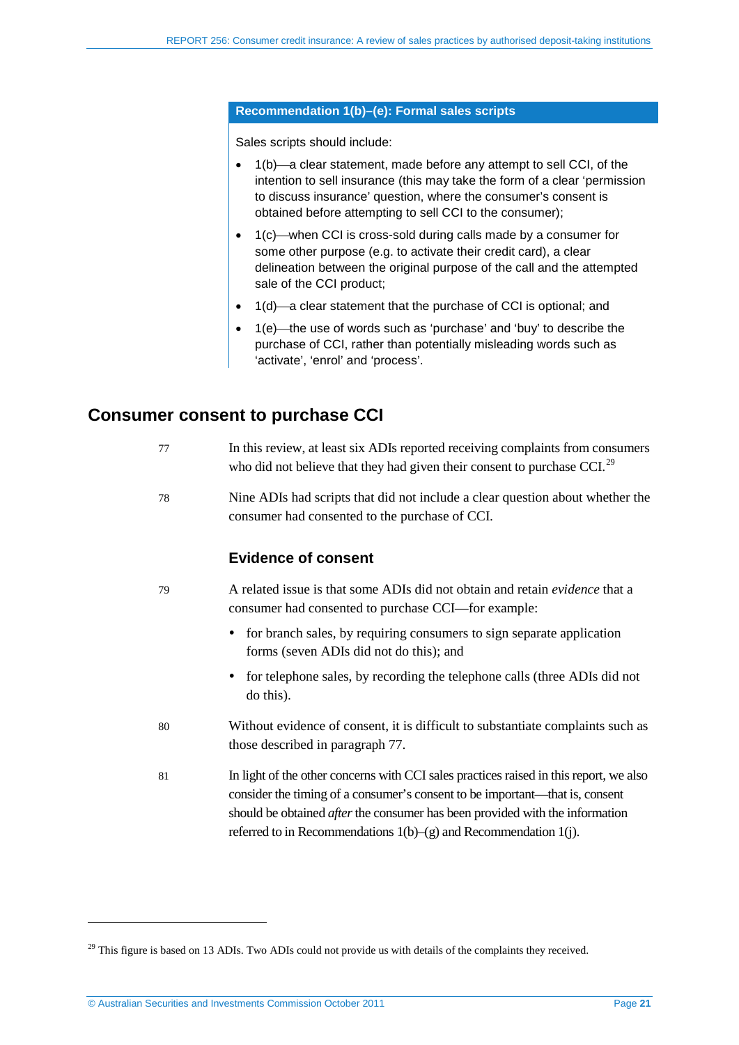> **Recommendation 1(b)–(e): Formal sales scripts**
>
> Sales scripts should include:
>
> - 1(b)—a clear statement, made before any attempt to sell CCI, of the intention to sell insurance (this may take the form of a clear 'permission to discuss insurance' question, where the consumer's consent is obtained before attempting to sell CCI to the consumer);
> - 1(c)—when CCI is cross-sold during calls made by a consumer for some other purpose (e.g. to activate their credit card), a clear delineation between the original purpose of the call and the attempted sale of the CCI product;
> - 1(d)—a clear statement that the purchase of CCI is optional; and
> - 1(e)—the use of words such as 'purchase' and 'buy' to describe the purchase of CCI, rather than potentially misleading words such as 'activate', 'enrol' and 'process'.

## Consumer consent to purchase CCI

77 In this review, at least six ADIs reported receiving complaints from consumers who did not believe that they had given their consent to purchase CCI.[29]

78 Nine ADIs had scripts that did not include a clear question about whether the consumer had consented to the purchase of CCI.

### Evidence of consent

79 A related issue is that some ADIs did not obtain and retain *evidence* that a consumer had consented to purchase CCI—for example:

- for branch sales, by requiring consumers to sign separate application forms (seven ADIs did not do this); and
- for telephone sales, by recording the telephone calls (three ADIs did not do this).

80 Without evidence of consent, it is difficult to substantiate complaints such as those described in paragraph 77.

81 In light of the other concerns with CCI sales practices raised in this report, we also consider the timing of a consumer's consent to be important—that is, consent should be obtained *after* the consumer has been provided with the information referred to in Recommendations 1(b)–(g) and Recommendation 1(j).

---

[29] This figure is based on 13 ADIs. Two ADIs could not provide us with details of the complaints they received.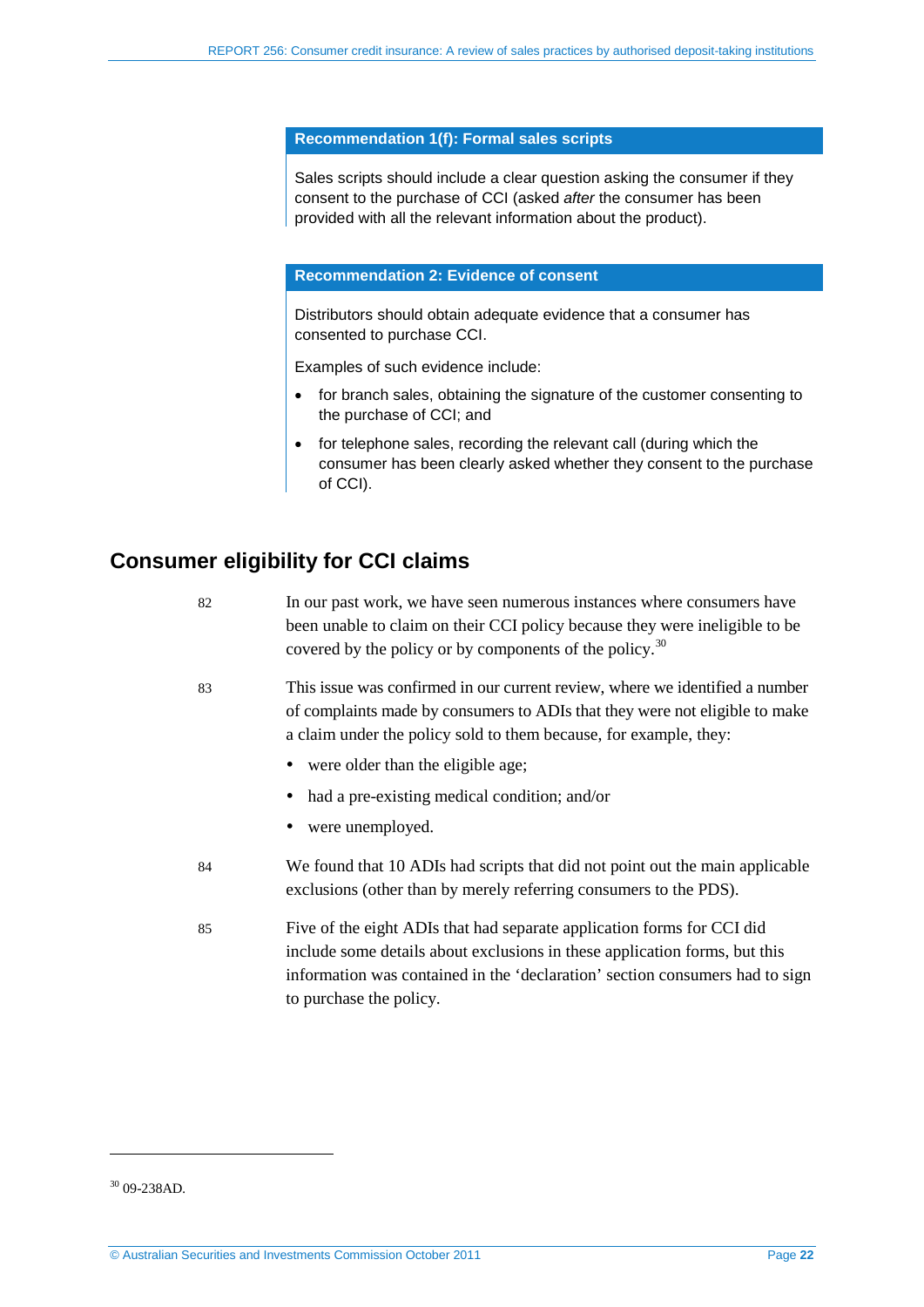**Recommendation 1(f): Formal sales scripts**

Sales scripts should include a clear question asking the consumer if they consent to the purchase of CCI (asked *after* the consumer has been provided with all the relevant information about the product).

**Recommendation 2: Evidence of consent**

Distributors should obtain adequate evidence that a consumer has consented to purchase CCI.

Examples of such evidence include:

- for branch sales, obtaining the signature of the customer consenting to the purchase of CCI; and
- for telephone sales, recording the relevant call (during which the consumer has been clearly asked whether they consent to the purchase of CCI).

## Consumer eligibility for CCI claims

82 In our past work, we have seen numerous instances where consumers have been unable to claim on their CCI policy because they were ineligible to be covered by the policy or by components of the policy.[30]

83 This issue was confirmed in our current review, where we identified a number of complaints made by consumers to ADIs that they were not eligible to make a claim under the policy sold to them because, for example, they:

- were older than the eligible age;
- had a pre-existing medical condition; and/or
- were unemployed.

84 We found that 10 ADIs had scripts that did not point out the main applicable exclusions (other than by merely referring consumers to the PDS).

85 Five of the eight ADIs that had separate application forms for CCI did include some details about exclusions in these application forms, but this information was contained in the 'declaration' section consumers had to sign to purchase the policy.

[30] 09-238AD.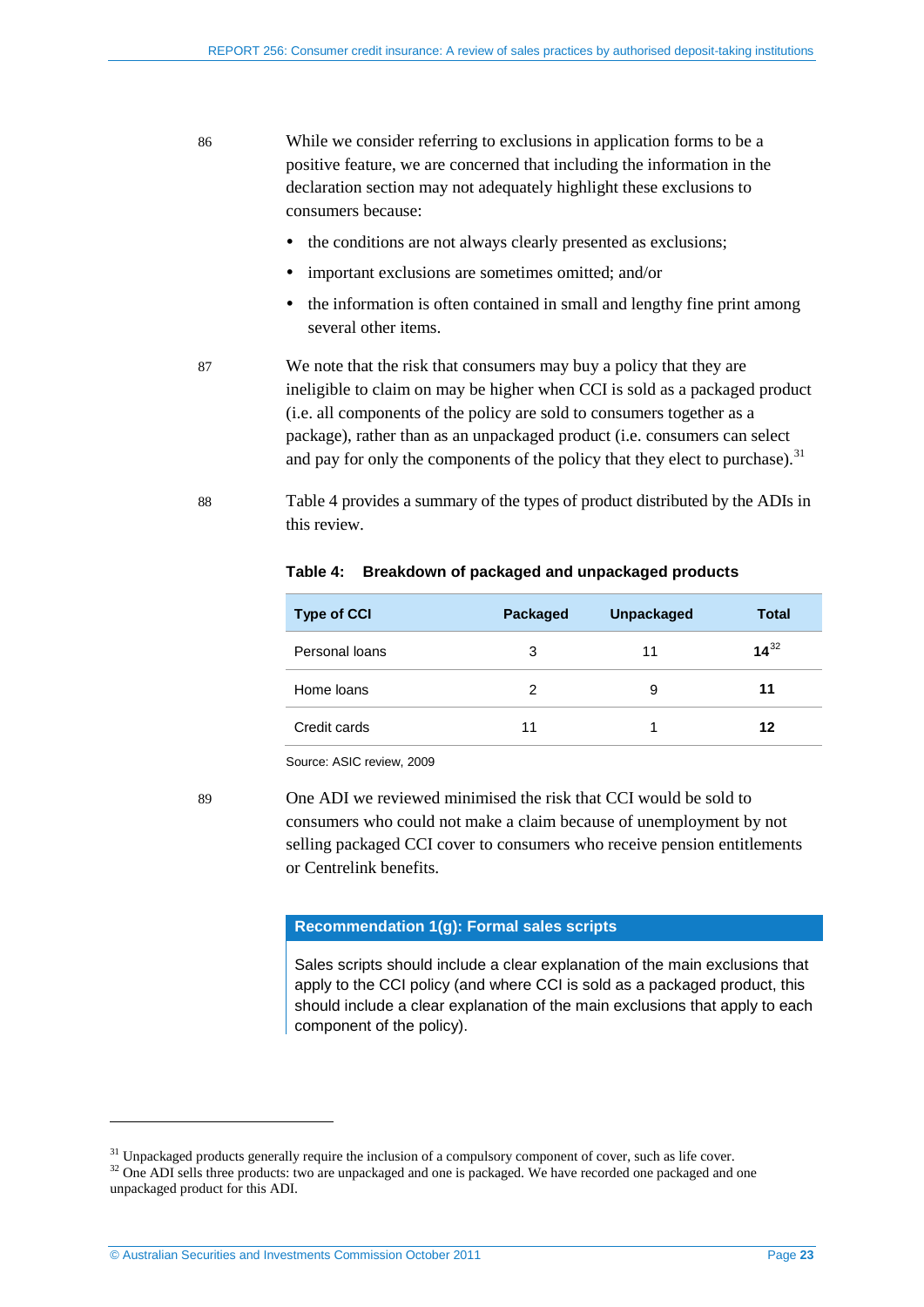86 While we consider referring to exclusions in application forms to be a positive feature, we are concerned that including the information in the declaration section may not adequately highlight these exclusions to consumers because:

- the conditions are not always clearly presented as exclusions;
- important exclusions are sometimes omitted; and/or
- the information is often contained in small and lengthy fine print among several other items.

87 We note that the risk that consumers may buy a policy that they are ineligible to claim on may be higher when CCI is sold as a packaged product (i.e. all components of the policy are sold to consumers together as a package), rather than as an unpackaged product (i.e. consumers can select and pay for only the components of the policy that they elect to purchase).[31]

88 Table 4 provides a summary of the types of product distributed by the ADIs in this review.

**Table 4: Breakdown of packaged and unpackaged products**

| Type of CCI | Packaged | Unpackaged | Total |
|---|---|---|---|
| Personal loans | 3 | 11 | **14**[32] |
| Home loans | 2 | 9 | **11** |
| Credit cards | 11 | 1 | **12** |

Source: ASIC review, 2009

89 One ADI we reviewed minimised the risk that CCI would be sold to consumers who could not make a claim because of unemployment by not selling packaged CCI cover to consumers who receive pension entitlements or Centrelink benefits.

**Recommendation 1(g): Formal sales scripts**

Sales scripts should include a clear explanation of the main exclusions that apply to the CCI policy (and where CCI is sold as a packaged product, this should include a clear explanation of the main exclusions that apply to each component of the policy).

---

[31] Unpackaged products generally require the inclusion of a compulsory component of cover, such as life cover.

[32] One ADI sells three products: two are unpackaged and one is packaged. We have recorded one packaged and one unpackaged product for this ADI.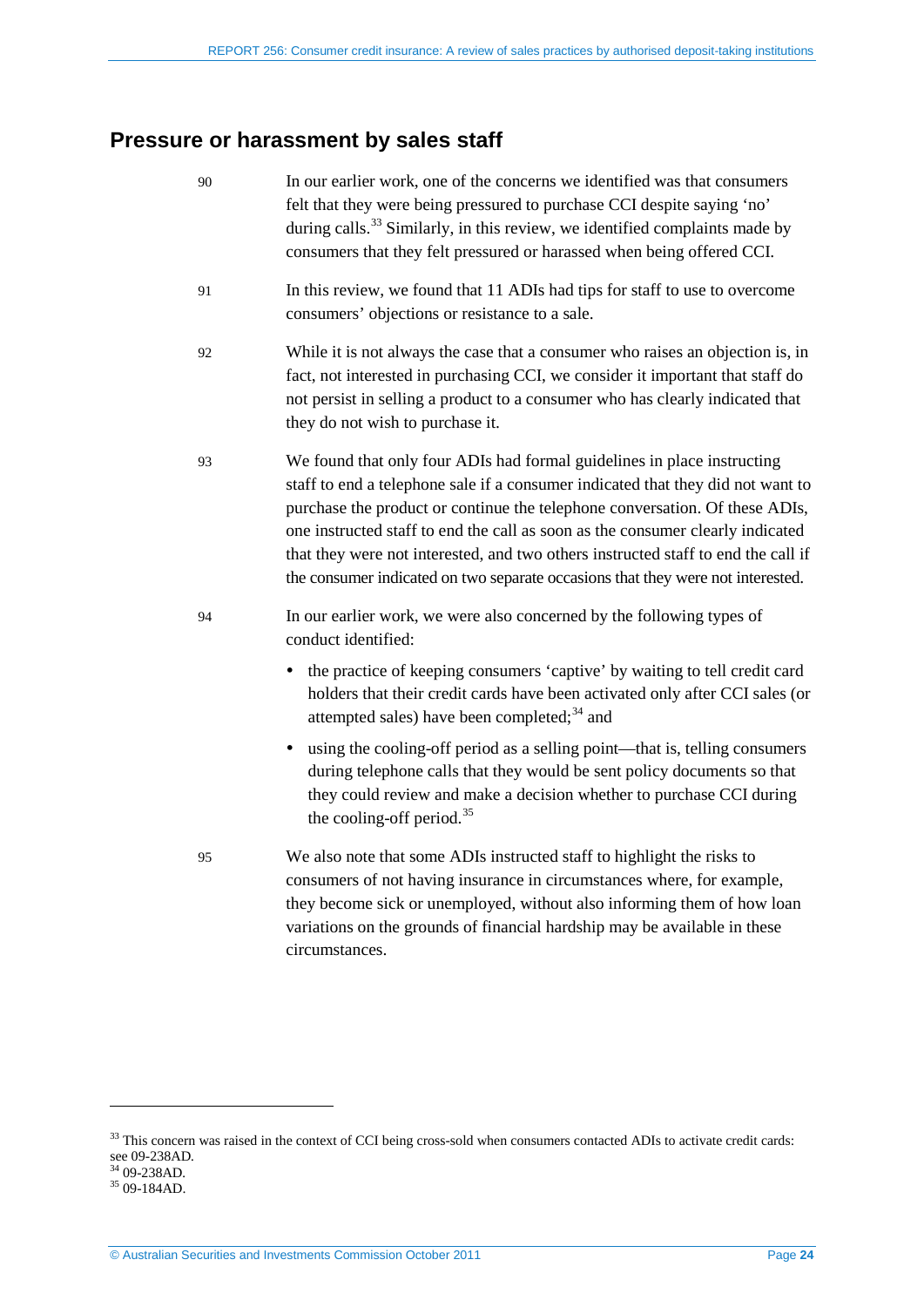## Pressure or harassment by sales staff

90 In our earlier work, one of the concerns we identified was that consumers felt that they were being pressured to purchase CCI despite saying 'no' during calls.[33] Similarly, in this review, we identified complaints made by consumers that they felt pressured or harassed when being offered CCI.

91 In this review, we found that 11 ADIs had tips for staff to use to overcome consumers' objections or resistance to a sale.

92 While it is not always the case that a consumer who raises an objection is, in fact, not interested in purchasing CCI, we consider it important that staff do not persist in selling a product to a consumer who has clearly indicated that they do not wish to purchase it.

93 We found that only four ADIs had formal guidelines in place instructing staff to end a telephone sale if a consumer indicated that they did not want to purchase the product or continue the telephone conversation. Of these ADIs, one instructed staff to end the call as soon as the consumer clearly indicated that they were not interested, and two others instructed staff to end the call if the consumer indicated on two separate occasions that they were not interested.

94 In our earlier work, we were also concerned by the following types of conduct identified:

- the practice of keeping consumers 'captive' by waiting to tell credit card holders that their credit cards have been activated only after CCI sales (or attempted sales) have been completed;[34] and
- using the cooling-off period as a selling point—that is, telling consumers during telephone calls that they would be sent policy documents so that they could review and make a decision whether to purchase CCI during the cooling-off period.[35]

95 We also note that some ADIs instructed staff to highlight the risks to consumers of not having insurance in circumstances where, for example, they become sick or unemployed, without also informing them of how loan variations on the grounds of financial hardship may be available in these circumstances.

---

[33] This concern was raised in the context of CCI being cross-sold when consumers contacted ADIs to activate credit cards: see 09-238AD.

[34] 09-238AD.

[35] 09-184AD.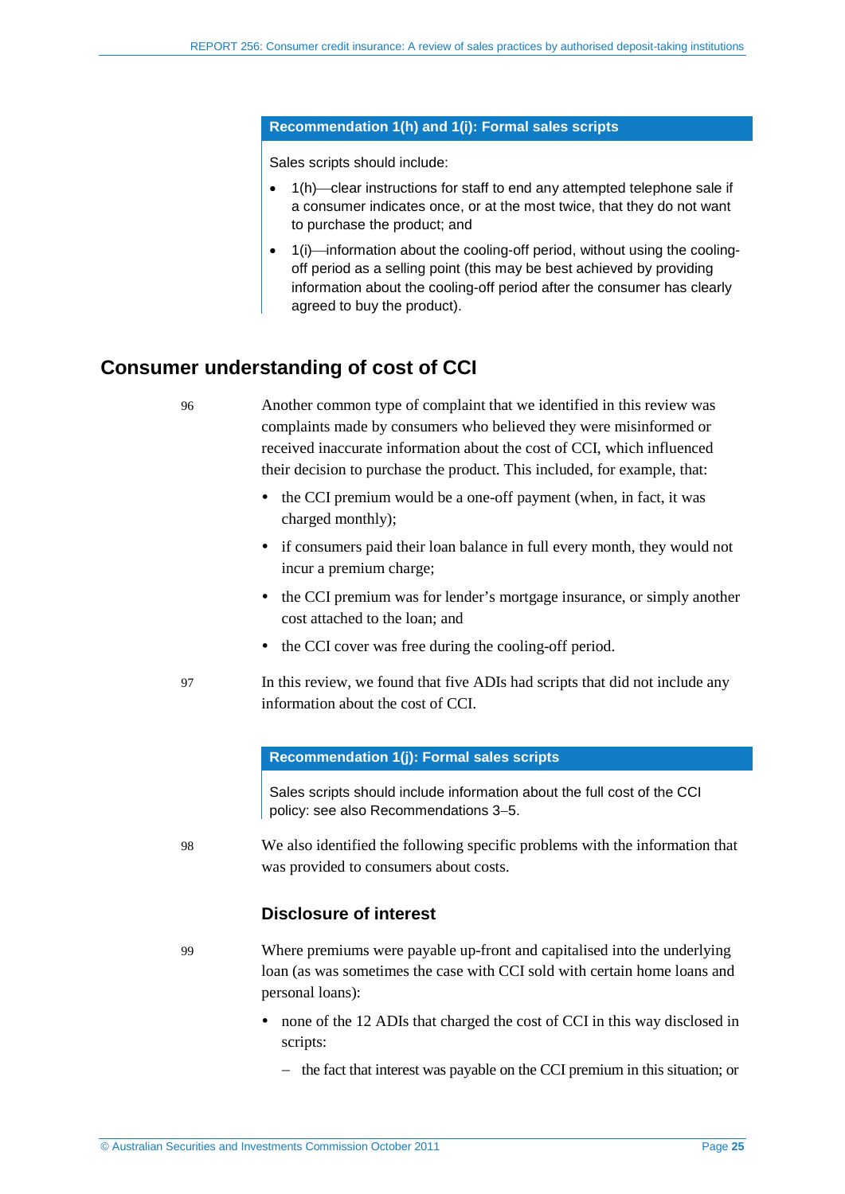**Recommendation 1(h) and 1(i): Formal sales scripts**

Sales scripts should include:

- 1(h)—clear instructions for staff to end any attempted telephone sale if a consumer indicates once, or at the most twice, that they do not want to purchase the product; and
- 1(i)—information about the cooling-off period, without using the cooling-off period as a selling point (this may be best achieved by providing information about the cooling-off period after the consumer has clearly agreed to buy the product).

## Consumer understanding of cost of CCI

96 Another common type of complaint that we identified in this review was complaints made by consumers who believed they were misinformed or received inaccurate information about the cost of CCI, which influenced their decision to purchase the product. This included, for example, that:

- the CCI premium would be a one-off payment (when, in fact, it was charged monthly);
- if consumers paid their loan balance in full every month, they would not incur a premium charge;
- the CCI premium was for lender's mortgage insurance, or simply another cost attached to the loan; and
- the CCI cover was free during the cooling-off period.

97 In this review, we found that five ADIs had scripts that did not include any information about the cost of CCI.

**Recommendation 1(j): Formal sales scripts**

Sales scripts should include information about the full cost of the CCI policy: see also Recommendations 3–5.

98 We also identified the following specific problems with the information that was provided to consumers about costs.

### Disclosure of interest

99 Where premiums were payable up-front and capitalised into the underlying loan (as was sometimes the case with CCI sold with certain home loans and personal loans):

- none of the 12 ADIs that charged the cost of CCI in this way disclosed in scripts:
  - the fact that interest was payable on the CCI premium in this situation; or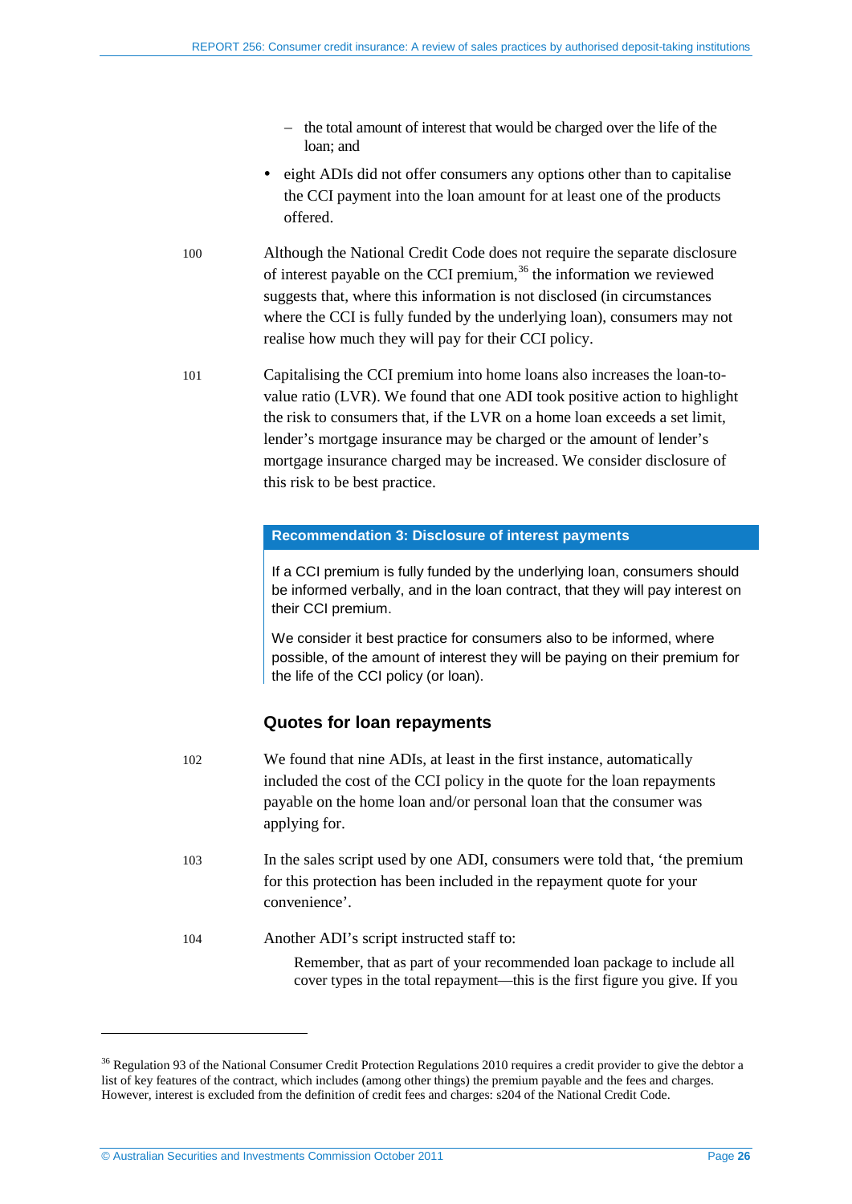- the total amount of interest that would be charged over the life of the loan; and
- eight ADIs did not offer consumers any options other than to capitalise the CCI payment into the loan amount for at least one of the products offered.

100 Although the National Credit Code does not require the separate disclosure of interest payable on the CCI premium,[36] the information we reviewed suggests that, where this information is not disclosed (in circumstances where the CCI is fully funded by the underlying loan), consumers may not realise how much they will pay for their CCI policy.

101 Capitalising the CCI premium into home loans also increases the loan-to-value ratio (LVR). We found that one ADI took positive action to highlight the risk to consumers that, if the LVR on a home loan exceeds a set limit, lender's mortgage insurance may be charged or the amount of lender's mortgage insurance charged may be increased. We consider disclosure of this risk to be best practice.

> **Recommendation 3: Disclosure of interest payments**
>
> If a CCI premium is fully funded by the underlying loan, consumers should be informed verbally, and in the loan contract, that they will pay interest on their CCI premium.
>
> We consider it best practice for consumers also to be informed, where possible, of the amount of interest they will be paying on their premium for the life of the CCI policy (or loan).

### Quotes for loan repayments

102 We found that nine ADIs, at least in the first instance, automatically included the cost of the CCI policy in the quote for the loan repayments payable on the home loan and/or personal loan that the consumer was applying for.

103 In the sales script used by one ADI, consumers were told that, 'the premium for this protection has been included in the repayment quote for your convenience'.

104 Another ADI's script instructed staff to:

> Remember, that as part of your recommended loan package to include all cover types in the total repayment—this is the first figure you give. If you

---

[36] Regulation 93 of the National Consumer Credit Protection Regulations 2010 requires a credit provider to give the debtor a list of key features of the contract, which includes (among other things) the premium payable and the fees and charges. However, interest is excluded from the definition of credit fees and charges: s204 of the National Credit Code.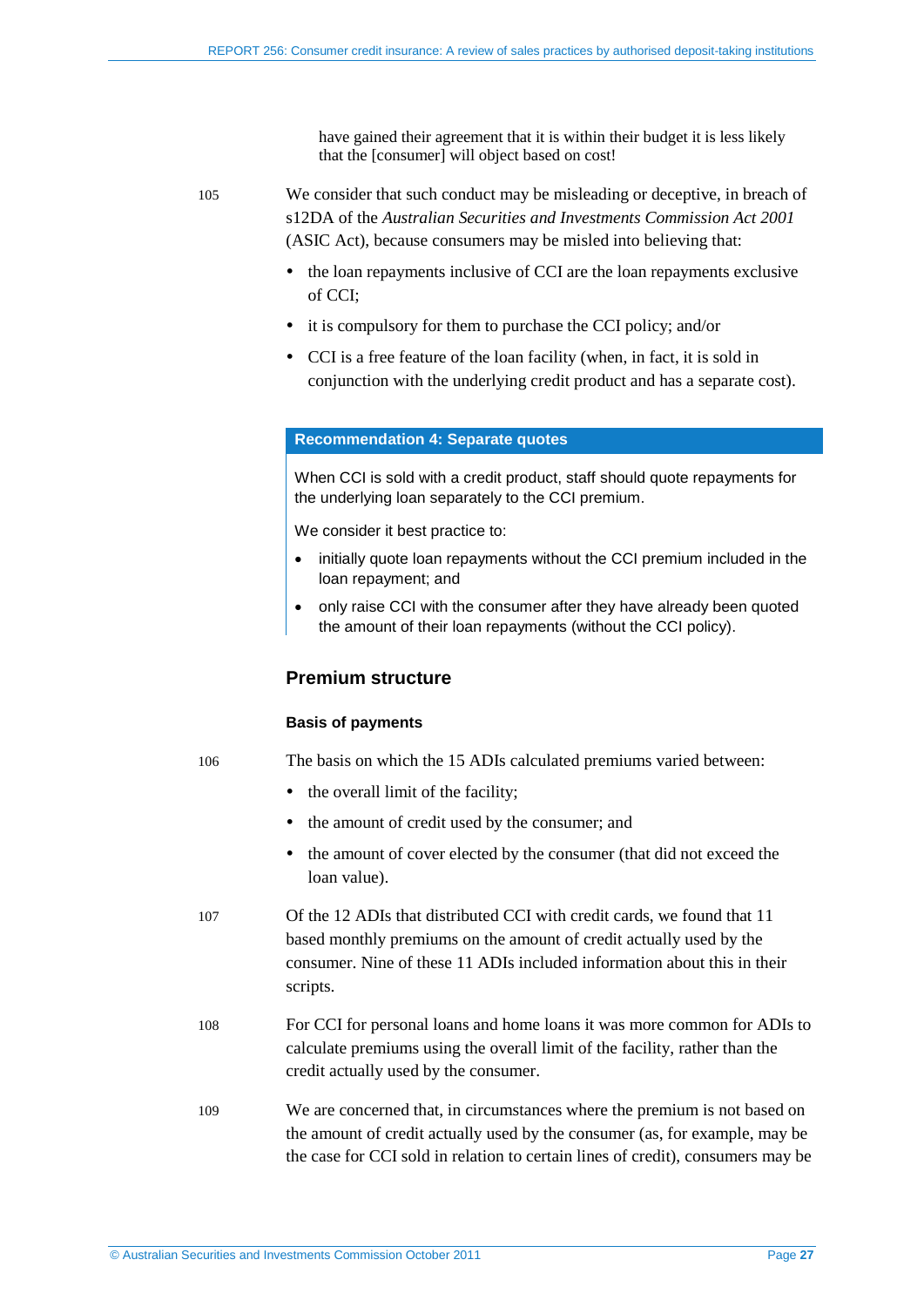have gained their agreement that it is within their budget it is less likely that the [consumer] will object based on cost!

105 We consider that such conduct may be misleading or deceptive, in breach of s12DA of the *Australian Securities and Investments Commission Act 2001* (ASIC Act), because consumers may be misled into believing that:

- the loan repayments inclusive of CCI are the loan repayments exclusive of CCI;
- it is compulsory for them to purchase the CCI policy; and/or
- CCI is a free feature of the loan facility (when, in fact, it is sold in conjunction with the underlying credit product and has a separate cost).

**Recommendation 4: Separate quotes**

When CCI is sold with a credit product, staff should quote repayments for the underlying loan separately to the CCI premium.

We consider it best practice to:

- initially quote loan repayments without the CCI premium included in the loan repayment; and
- only raise CCI with the consumer after they have already been quoted the amount of their loan repayments (without the CCI policy).

## Premium structure

### Basis of payments

106 The basis on which the 15 ADIs calculated premiums varied between:

- the overall limit of the facility;
- the amount of credit used by the consumer; and
- the amount of cover elected by the consumer (that did not exceed the loan value).

107 Of the 12 ADIs that distributed CCI with credit cards, we found that 11 based monthly premiums on the amount of credit actually used by the consumer. Nine of these 11 ADIs included information about this in their scripts.

108 For CCI for personal loans and home loans it was more common for ADIs to calculate premiums using the overall limit of the facility, rather than the credit actually used by the consumer.

109 We are concerned that, in circumstances where the premium is not based on the amount of credit actually used by the consumer (as, for example, may be the case for CCI sold in relation to certain lines of credit), consumers may be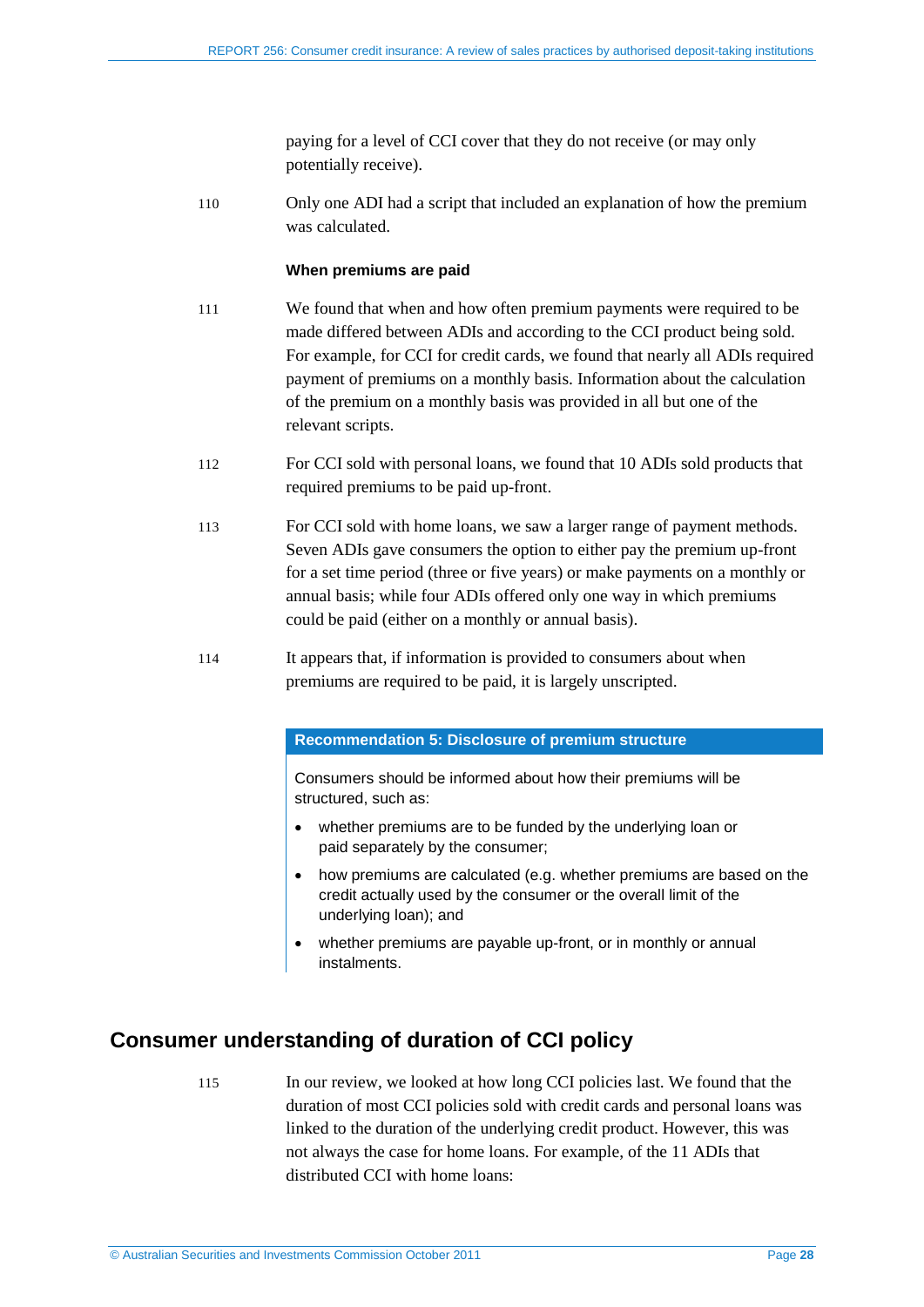paying for a level of CCI cover that they do not receive (or may only potentially receive).

110 Only one ADI had a script that included an explanation of how the premium was calculated.

**When premiums are paid**

111 We found that when and how often premium payments were required to be made differed between ADIs and according to the CCI product being sold. For example, for CCI for credit cards, we found that nearly all ADIs required payment of premiums on a monthly basis. Information about the calculation of the premium on a monthly basis was provided in all but one of the relevant scripts.

112 For CCI sold with personal loans, we found that 10 ADIs sold products that required premiums to be paid up-front.

113 For CCI sold with home loans, we saw a larger range of payment methods. Seven ADIs gave consumers the option to either pay the premium up-front for a set time period (three or five years) or make payments on a monthly or annual basis; while four ADIs offered only one way in which premiums could be paid (either on a monthly or annual basis).

114 It appears that, if information is provided to consumers about when premiums are required to be paid, it is largely unscripted.

**Recommendation 5: Disclosure of premium structure**

Consumers should be informed about how their premiums will be structured, such as:

- whether premiums are to be funded by the underlying loan or paid separately by the consumer;
- how premiums are calculated (e.g. whether premiums are based on the credit actually used by the consumer or the overall limit of the underlying loan); and
- whether premiums are payable up-front, or in monthly or annual instalments.

## Consumer understanding of duration of CCI policy

115 In our review, we looked at how long CCI policies last. We found that the duration of most CCI policies sold with credit cards and personal loans was linked to the duration of the underlying credit product. However, this was not always the case for home loans. For example, of the 11 ADIs that distributed CCI with home loans: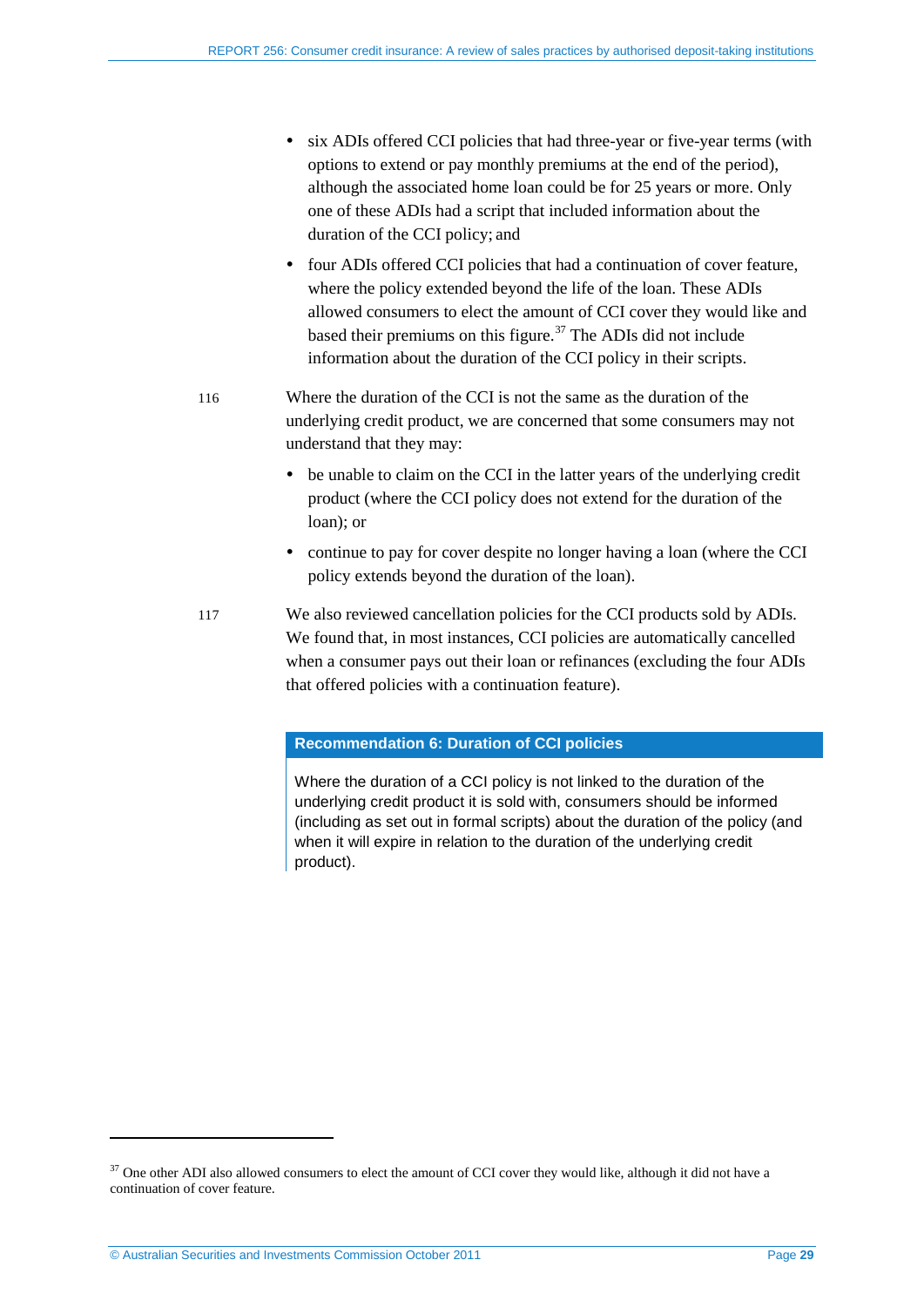- six ADIs offered CCI policies that had three-year or five-year terms (with options to extend or pay monthly premiums at the end of the period), although the associated home loan could be for 25 years or more. Only one of these ADIs had a script that included information about the duration of the CCI policy; and
- four ADIs offered CCI policies that had a continuation of cover feature, where the policy extended beyond the life of the loan. These ADIs allowed consumers to elect the amount of CCI cover they would like and based their premiums on this figure.[37] The ADIs did not include information about the duration of the CCI policy in their scripts.

116 Where the duration of the CCI is not the same as the duration of the underlying credit product, we are concerned that some consumers may not understand that they may:

- be unable to claim on the CCI in the latter years of the underlying credit product (where the CCI policy does not extend for the duration of the loan); or
- continue to pay for cover despite no longer having a loan (where the CCI policy extends beyond the duration of the loan).

117 We also reviewed cancellation policies for the CCI products sold by ADIs. We found that, in most instances, CCI policies are automatically cancelled when a consumer pays out their loan or refinances (excluding the four ADIs that offered policies with a continuation feature).

**Recommendation 6: Duration of CCI policies**

Where the duration of a CCI policy is not linked to the duration of the underlying credit product it is sold with, consumers should be informed (including as set out in formal scripts) about the duration of the policy (and when it will expire in relation to the duration of the underlying credit product).

---

[37] One other ADI also allowed consumers to elect the amount of CCI cover they would like, although it did not have a continuation of cover feature.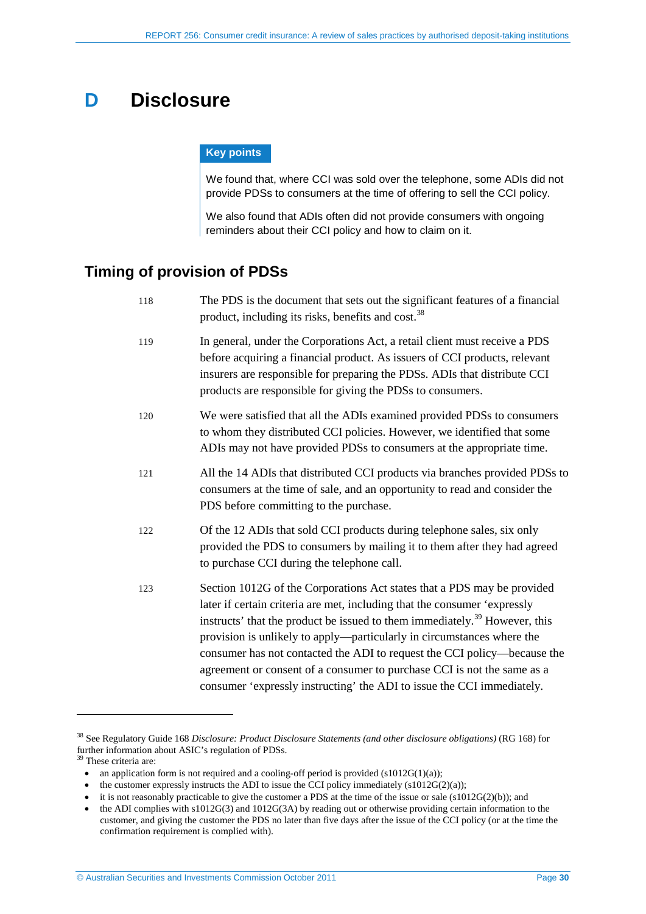# D Disclosure

**Key points**

We found that, where CCI was sold over the telephone, some ADIs did not provide PDSs to consumers at the time of offering to sell the CCI policy.

We also found that ADIs often did not provide consumers with ongoing reminders about their CCI policy and how to claim on it.

## Timing of provision of PDSs

118 The PDS is the document that sets out the significant features of a financial product, including its risks, benefits and cost.[38]

119 In general, under the Corporations Act, a retail client must receive a PDS before acquiring a financial product. As issuers of CCI products, relevant insurers are responsible for preparing the PDSs. ADIs that distribute CCI products are responsible for giving the PDSs to consumers.

120 We were satisfied that all the ADIs examined provided PDSs to consumers to whom they distributed CCI policies. However, we identified that some ADIs may not have provided PDSs to consumers at the appropriate time.

121 All the 14 ADIs that distributed CCI products via branches provided PDSs to consumers at the time of sale, and an opportunity to read and consider the PDS before committing to the purchase.

122 Of the 12 ADIs that sold CCI products during telephone sales, six only provided the PDS to consumers by mailing it to them after they had agreed to purchase CCI during the telephone call.

123 Section 1012G of the Corporations Act states that a PDS may be provided later if certain criteria are met, including that the consumer 'expressly instructs' that the product be issued to them immediately.[39] However, this provision is unlikely to apply—particularly in circumstances where the consumer has not contacted the ADI to request the CCI policy—because the agreement or consent of a consumer to purchase CCI is not the same as a consumer 'expressly instructing' the ADI to issue the CCI immediately.

---

[38] See Regulatory Guide 168 *Disclosure: Product Disclosure Statements (and other disclosure obligations)* (RG 168) for further information about ASIC's regulation of PDSs.

[39] These criteria are:

- an application form is not required and a cooling-off period is provided (s1012G(1)(a));
- the customer expressly instructs the ADI to issue the CCI policy immediately (s1012G(2)(a));
- it is not reasonably practicable to give the customer a PDS at the time of the issue or sale (s1012G(2)(b)); and
- the ADI complies with s1012G(3) and 1012G(3A) by reading out or otherwise providing certain information to the customer, and giving the customer the PDS no later than five days after the issue of the CCI policy (or at the time the confirmation requirement is complied with).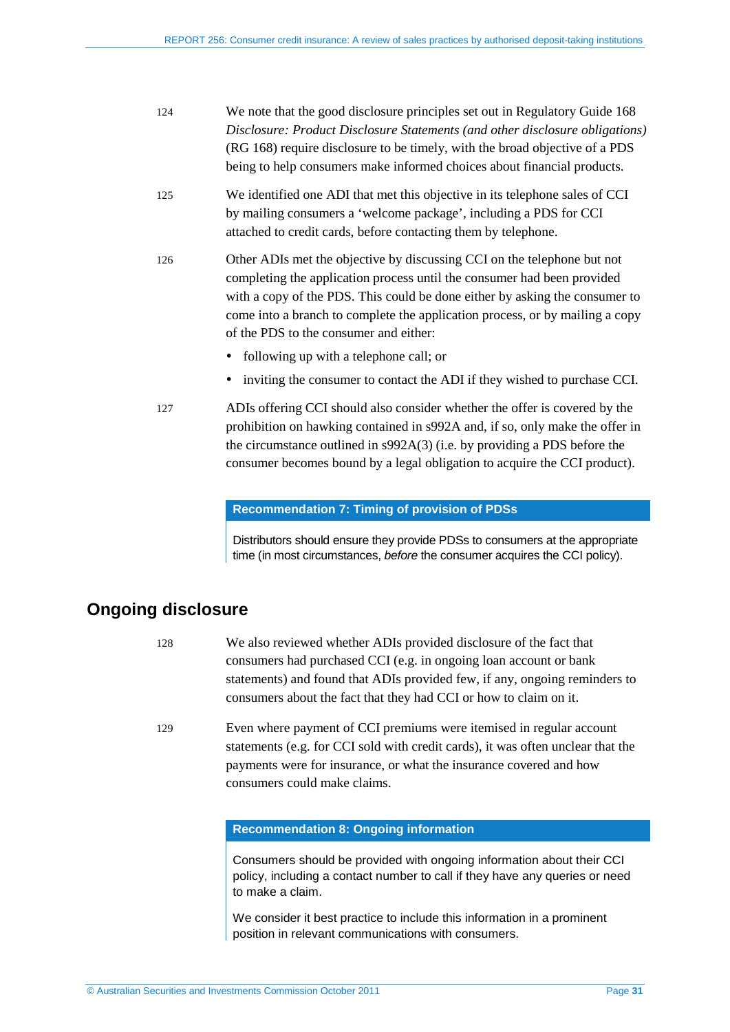124 We note that the good disclosure principles set out in Regulatory Guide 168 *Disclosure: Product Disclosure Statements (and other disclosure obligations)* (RG 168) require disclosure to be timely, with the broad objective of a PDS being to help consumers make informed choices about financial products.

125 We identified one ADI that met this objective in its telephone sales of CCI by mailing consumers a 'welcome package', including a PDS for CCI attached to credit cards, before contacting them by telephone.

126 Other ADIs met the objective by discussing CCI on the telephone but not completing the application process until the consumer had been provided with a copy of the PDS. This could be done either by asking the consumer to come into a branch to complete the application process, or by mailing a copy of the PDS to the consumer and either:

- following up with a telephone call; or
- inviting the consumer to contact the ADI if they wished to purchase CCI.

127 ADIs offering CCI should also consider whether the offer is covered by the prohibition on hawking contained in s992A and, if so, only make the offer in the circumstance outlined in s992A(3) (i.e. by providing a PDS before the consumer becomes bound by a legal obligation to acquire the CCI product).

**Recommendation 7: Timing of provision of PDSs**

Distributors should ensure they provide PDSs to consumers at the appropriate time (in most circumstances, *before* the consumer acquires the CCI policy).

## Ongoing disclosure

128 We also reviewed whether ADIs provided disclosure of the fact that consumers had purchased CCI (e.g. in ongoing loan account or bank statements) and found that ADIs provided few, if any, ongoing reminders to consumers about the fact that they had CCI or how to claim on it.

129 Even where payment of CCI premiums were itemised in regular account statements (e.g. for CCI sold with credit cards), it was often unclear that the payments were for insurance, or what the insurance covered and how consumers could make claims.

**Recommendation 8: Ongoing information**

Consumers should be provided with ongoing information about their CCI policy, including a contact number to call if they have any queries or need to make a claim.

We consider it best practice to include this information in a prominent position in relevant communications with consumers.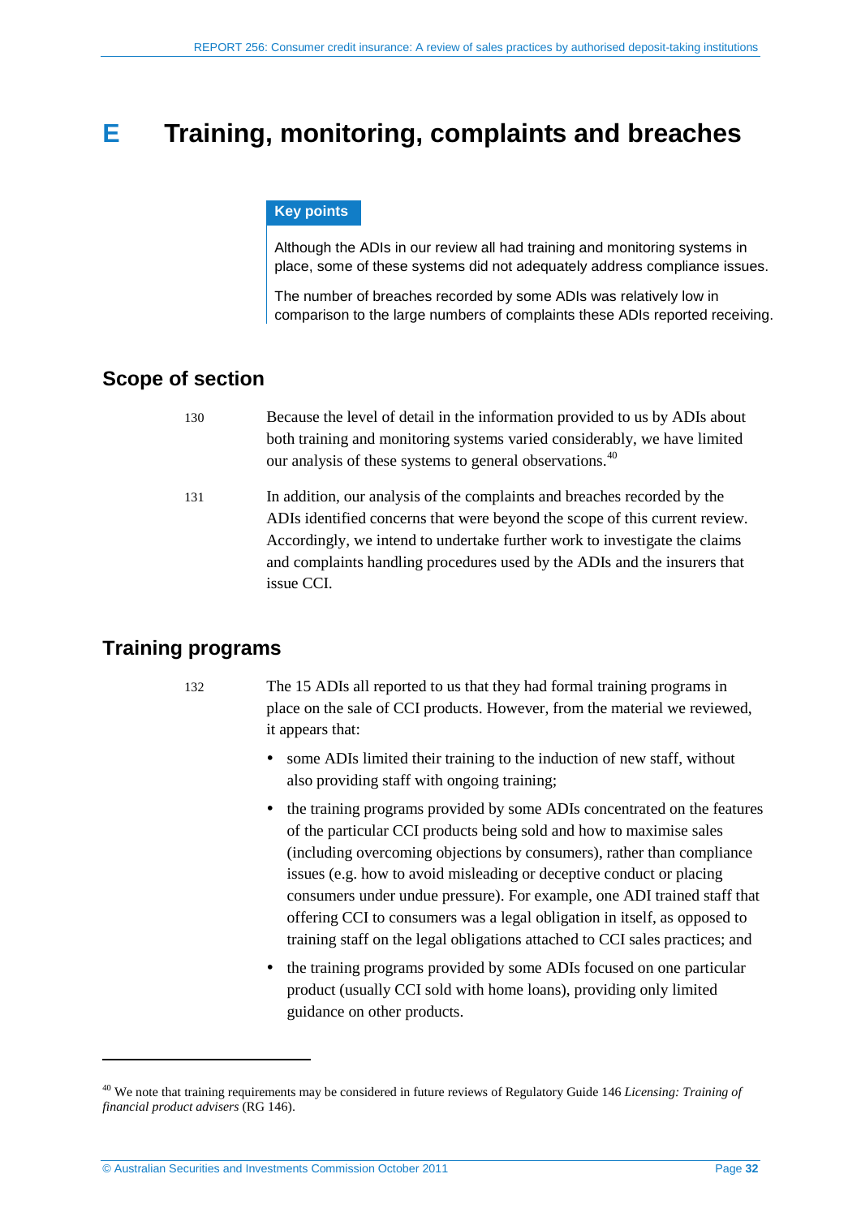# E Training, monitoring, complaints and breaches

**Key points**

Although the ADIs in our review all had training and monitoring systems in place, some of these systems did not adequately address compliance issues.

The number of breaches recorded by some ADIs was relatively low in comparison to the large numbers of complaints these ADIs reported receiving.

## Scope of section

130 Because the level of detail in the information provided to us by ADIs about both training and monitoring systems varied considerably, we have limited our analysis of these systems to general observations.[40]

131 In addition, our analysis of the complaints and breaches recorded by the ADIs identified concerns that were beyond the scope of this current review. Accordingly, we intend to undertake further work to investigate the claims and complaints handling procedures used by the ADIs and the insurers that issue CCI.

## Training programs

132 The 15 ADIs all reported to us that they had formal training programs in place on the sale of CCI products. However, from the material we reviewed, it appears that:

- some ADIs limited their training to the induction of new staff, without also providing staff with ongoing training;
- the training programs provided by some ADIs concentrated on the features of the particular CCI products being sold and how to maximise sales (including overcoming objections by consumers), rather than compliance issues (e.g. how to avoid misleading or deceptive conduct or placing consumers under undue pressure). For example, one ADI trained staff that offering CCI to consumers was a legal obligation in itself, as opposed to training staff on the legal obligations attached to CCI sales practices; and
- the training programs provided by some ADIs focused on one particular product (usually CCI sold with home loans), providing only limited guidance on other products.

---

[40] We note that training requirements may be considered in future reviews of Regulatory Guide 146 *Licensing: Training of financial product advisers* (RG 146).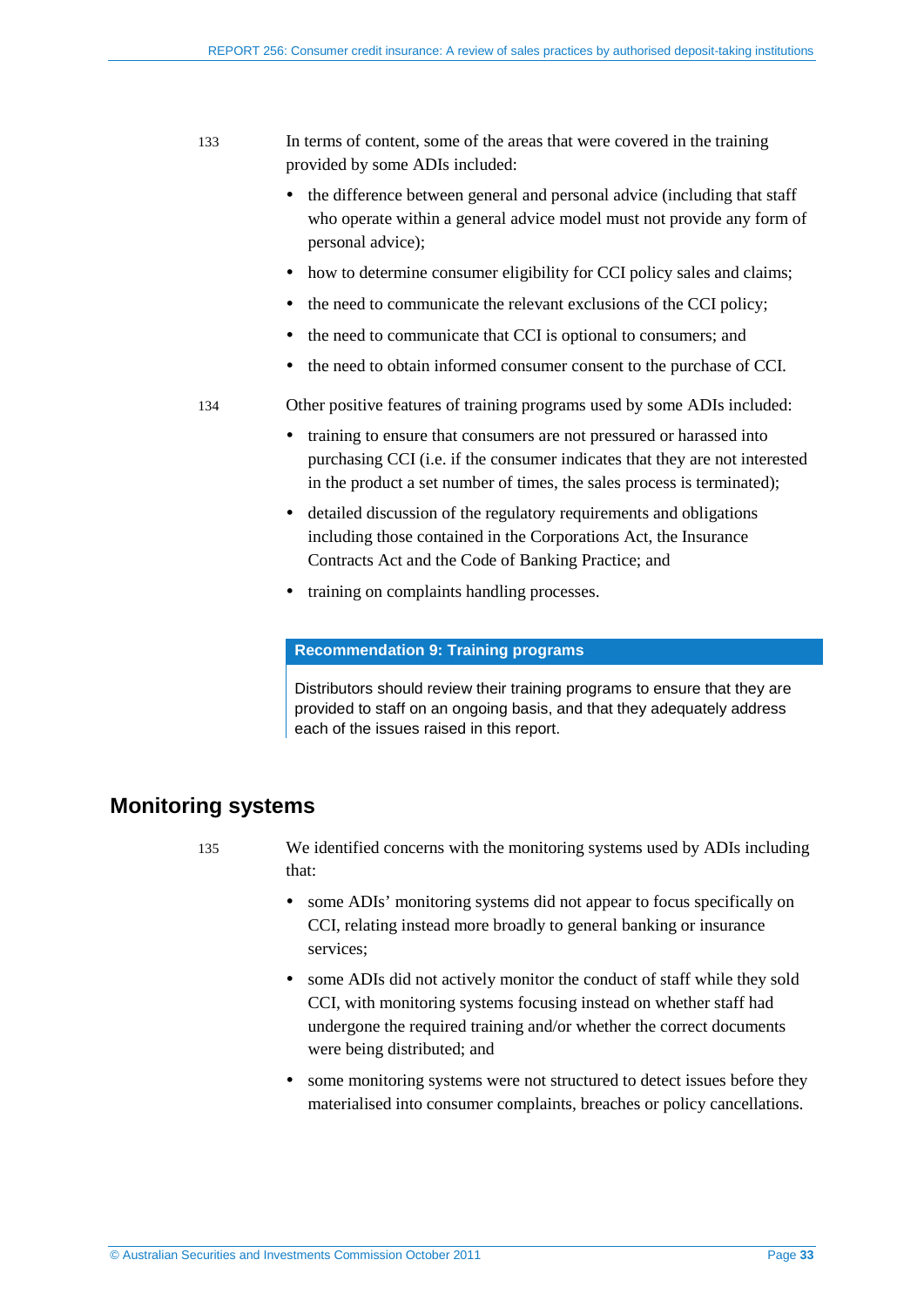133 In terms of content, some of the areas that were covered in the training provided by some ADIs included:

- the difference between general and personal advice (including that staff who operate within a general advice model must not provide any form of personal advice);
- how to determine consumer eligibility for CCI policy sales and claims;
- the need to communicate the relevant exclusions of the CCI policy;
- the need to communicate that CCI is optional to consumers; and
- the need to obtain informed consumer consent to the purchase of CCI.

134 Other positive features of training programs used by some ADIs included:

- training to ensure that consumers are not pressured or harassed into purchasing CCI (i.e. if the consumer indicates that they are not interested in the product a set number of times, the sales process is terminated);
- detailed discussion of the regulatory requirements and obligations including those contained in the Corporations Act, the Insurance Contracts Act and the Code of Banking Practice; and
- training on complaints handling processes.

**Recommendation 9: Training programs**

Distributors should review their training programs to ensure that they are provided to staff on an ongoing basis, and that they adequately address each of the issues raised in this report.

## Monitoring systems

135 We identified concerns with the monitoring systems used by ADIs including that:

- some ADIs' monitoring systems did not appear to focus specifically on CCI, relating instead more broadly to general banking or insurance services;
- some ADIs did not actively monitor the conduct of staff while they sold CCI, with monitoring systems focusing instead on whether staff had undergone the required training and/or whether the correct documents were being distributed; and
- some monitoring systems were not structured to detect issues before they materialised into consumer complaints, breaches or policy cancellations.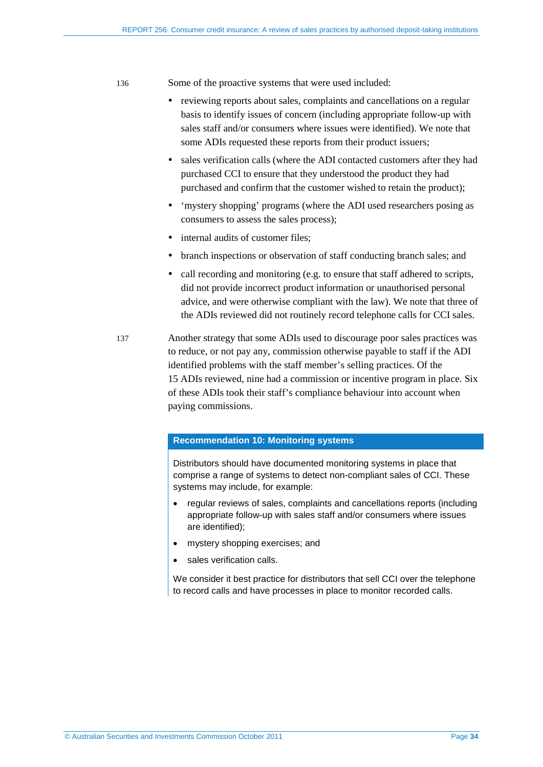136 Some of the proactive systems that were used included:

- reviewing reports about sales, complaints and cancellations on a regular basis to identify issues of concern (including appropriate follow-up with sales staff and/or consumers where issues were identified). We note that some ADIs requested these reports from their product issuers;
- sales verification calls (where the ADI contacted customers after they had purchased CCI to ensure that they understood the product they had purchased and confirm that the customer wished to retain the product);
- 'mystery shopping' programs (where the ADI used researchers posing as consumers to assess the sales process);
- internal audits of customer files;
- branch inspections or observation of staff conducting branch sales; and
- call recording and monitoring (e.g. to ensure that staff adhered to scripts, did not provide incorrect product information or unauthorised personal advice, and were otherwise compliant with the law). We note that three of the ADIs reviewed did not routinely record telephone calls for CCI sales.

137 Another strategy that some ADIs used to discourage poor sales practices was to reduce, or not pay any, commission otherwise payable to staff if the ADI identified problems with the staff member's selling practices. Of the 15 ADIs reviewed, nine had a commission or incentive program in place. Six of these ADIs took their staff's compliance behaviour into account when paying commissions.

**Recommendation 10: Monitoring systems**

Distributors should have documented monitoring systems in place that comprise a range of systems to detect non-compliant sales of CCI. These systems may include, for example:

- regular reviews of sales, complaints and cancellations reports (including appropriate follow-up with sales staff and/or consumers where issues are identified);
- mystery shopping exercises; and
- sales verification calls.

We consider it best practice for distributors that sell CCI over the telephone to record calls and have processes in place to monitor recorded calls.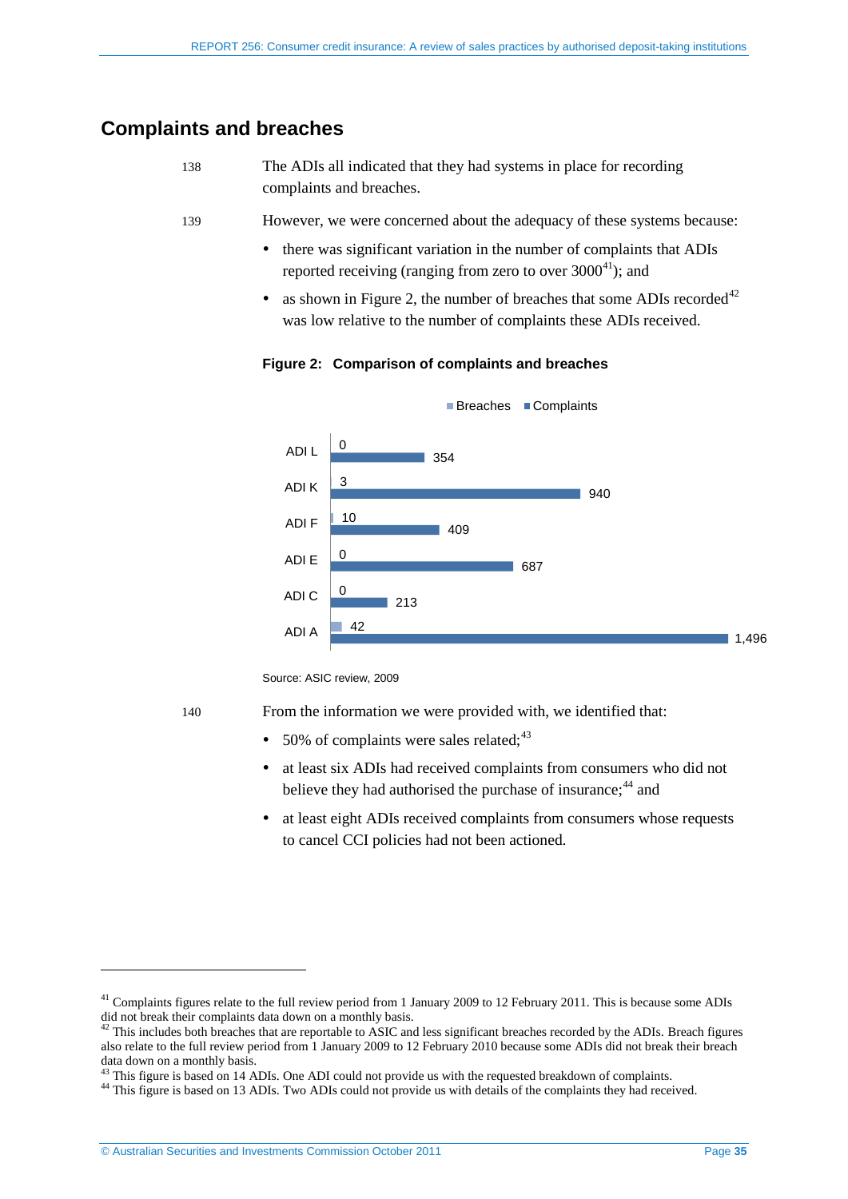## Complaints and breaches

138 The ADIs all indicated that they had systems in place for recording complaints and breaches.

139 However, we were concerned about the adequacy of these systems because:

- there was significant variation in the number of complaints that ADIs reported receiving (ranging from zero to over 3000[41]); and
- as shown in Figure 2, the number of breaches that some ADIs recorded[42] was low relative to the number of complaints these ADIs received.

**Figure 2: Comparison of complaints and breaches**

| | Breaches | Complaints |
|---|---|---|
| ADI L | 0 | 354 |
| ADI K | 3 | 940 |
| ADI F | 10 | 409 |
| ADI E | 0 | 687 |
| ADI C | 0 | 213 |
| ADI A | 42 | 1,496 |

Source: ASIC review, 2009

140 From the information we were provided with, we identified that:

- 50% of complaints were sales related;[43]
- at least six ADIs had received complaints from consumers who did not believe they had authorised the purchase of insurance;[44] and
- at least eight ADIs received complaints from consumers whose requests to cancel CCI policies had not been actioned.

---

[41] Complaints figures relate to the full review period from 1 January 2009 to 12 February 2011. This is because some ADIs did not break their complaints data down on a monthly basis.

[42] This includes both breaches that are reportable to ASIC and less significant breaches recorded by the ADIs. Breach figures also relate to the full review period from 1 January 2009 to 12 February 2010 because some ADIs did not break their breach data down on a monthly basis.

[43] This figure is based on 14 ADIs. One ADI could not provide us with the requested breakdown of complaints.

[44] This figure is based on 13 ADIs. Two ADIs could not provide us with details of the complaints they had received.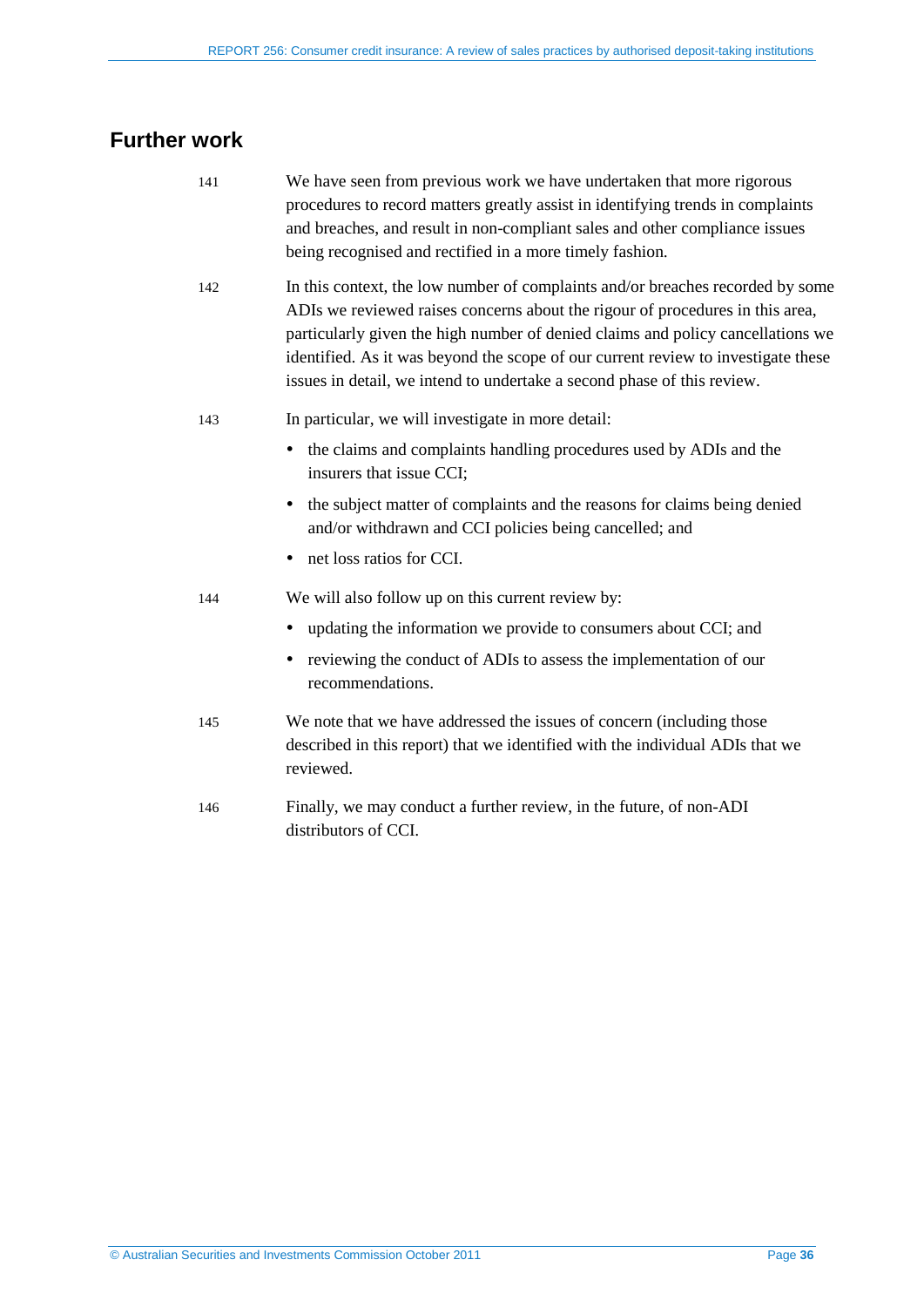## Further work

141 We have seen from previous work we have undertaken that more rigorous procedures to record matters greatly assist in identifying trends in complaints and breaches, and result in non-compliant sales and other compliance issues being recognised and rectified in a more timely fashion.

142 In this context, the low number of complaints and/or breaches recorded by some ADIs we reviewed raises concerns about the rigour of procedures in this area, particularly given the high number of denied claims and policy cancellations we identified. As it was beyond the scope of our current review to investigate these issues in detail, we intend to undertake a second phase of this review.

143 In particular, we will investigate in more detail:

- the claims and complaints handling procedures used by ADIs and the insurers that issue CCI;
- the subject matter of complaints and the reasons for claims being denied and/or withdrawn and CCI policies being cancelled; and
- net loss ratios for CCI.

144 We will also follow up on this current review by:

- updating the information we provide to consumers about CCI; and
- reviewing the conduct of ADIs to assess the implementation of our recommendations.

145 We note that we have addressed the issues of concern (including those described in this report) that we identified with the individual ADIs that we reviewed.

146 Finally, we may conduct a further review, in the future, of non-ADI distributors of CCI.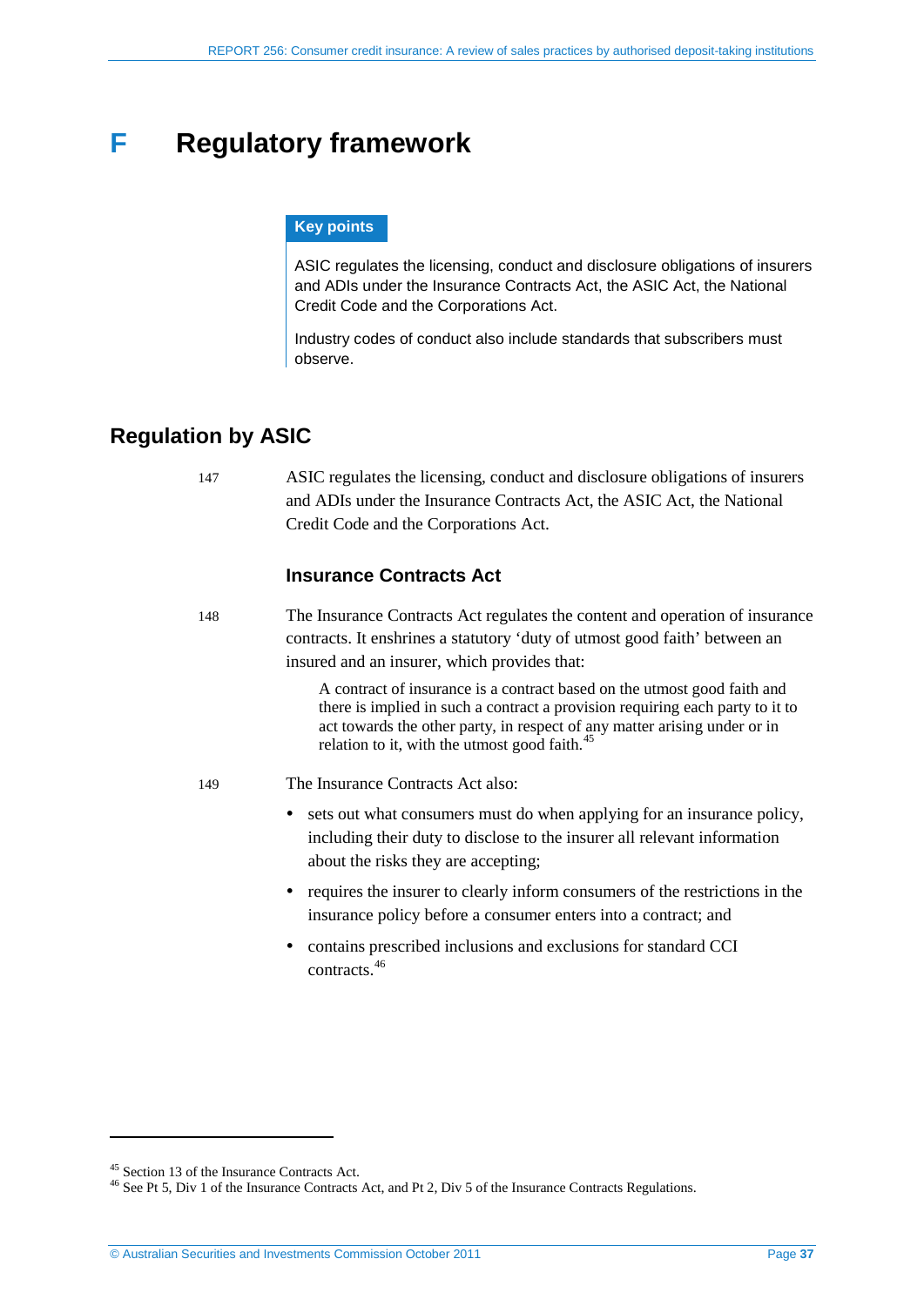# F Regulatory framework

**Key points**

ASIC regulates the licensing, conduct and disclosure obligations of insurers and ADIs under the Insurance Contracts Act, the ASIC Act, the National Credit Code and the Corporations Act.

Industry codes of conduct also include standards that subscribers must observe.

## Regulation by ASIC

147 ASIC regulates the licensing, conduct and disclosure obligations of insurers and ADIs under the Insurance Contracts Act, the ASIC Act, the National Credit Code and the Corporations Act.

### Insurance Contracts Act

148 The Insurance Contracts Act regulates the content and operation of insurance contracts. It enshrines a statutory 'duty of utmost good faith' between an insured and an insurer, which provides that:

> A contract of insurance is a contract based on the utmost good faith and there is implied in such a contract a provision requiring each party to it to act towards the other party, in respect of any matter arising under or in relation to it, with the utmost good faith.[45]

149 The Insurance Contracts Act also:

- sets out what consumers must do when applying for an insurance policy, including their duty to disclose to the insurer all relevant information about the risks they are accepting;
- requires the insurer to clearly inform consumers of the restrictions in the insurance policy before a consumer enters into a contract; and
- contains prescribed inclusions and exclusions for standard CCI contracts.[46]

---

[45] Section 13 of the Insurance Contracts Act.

[46] See Pt 5, Div 1 of the Insurance Contracts Act, and Pt 2, Div 5 of the Insurance Contracts Regulations.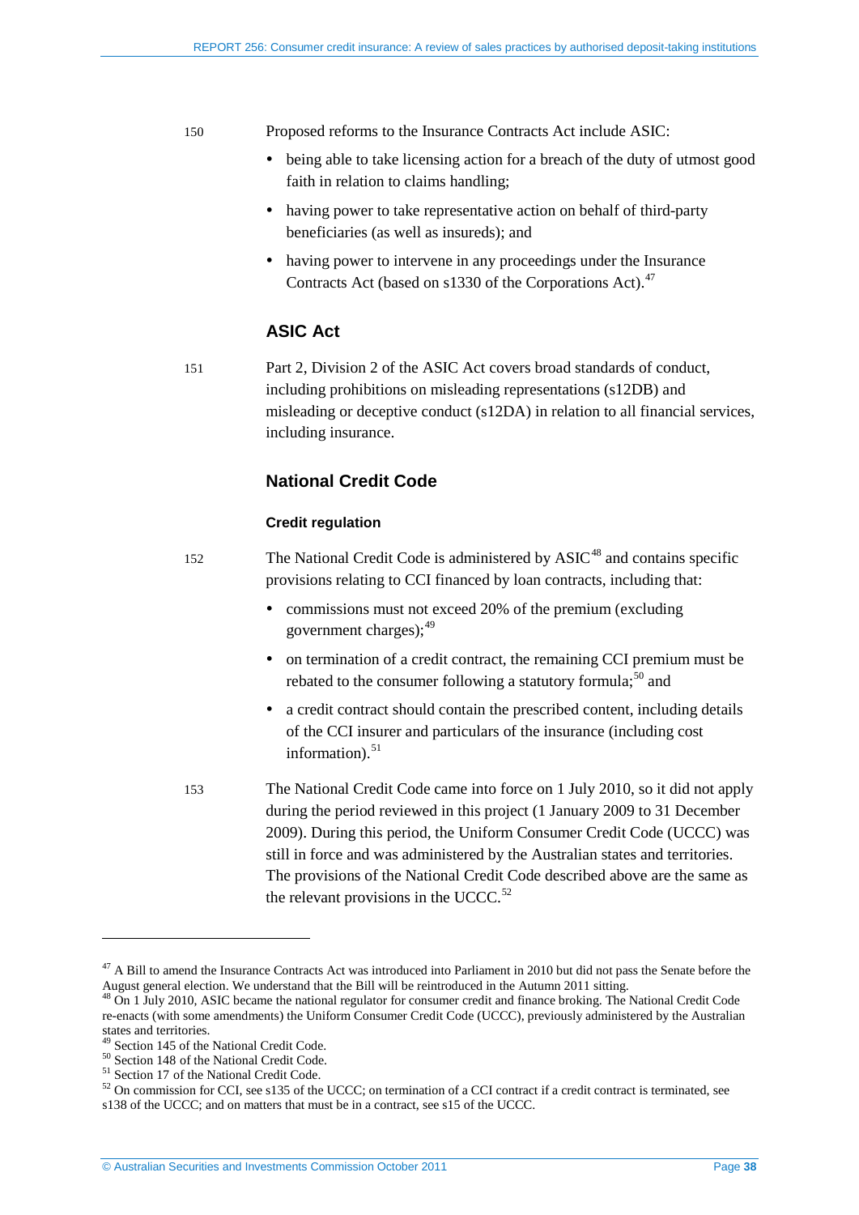150 Proposed reforms to the Insurance Contracts Act include ASIC:

- being able to take licensing action for a breach of the duty of utmost good faith in relation to claims handling;
- having power to take representative action on behalf of third-party beneficiaries (as well as insureds); and
- having power to intervene in any proceedings under the Insurance Contracts Act (based on s1330 of the Corporations Act).[47]

## ASIC Act

151 Part 2, Division 2 of the ASIC Act covers broad standards of conduct, including prohibitions on misleading representations (s12DB) and misleading or deceptive conduct (s12DA) in relation to all financial services, including insurance.

## National Credit Code

### Credit regulation

152 The National Credit Code is administered by ASIC[48] and contains specific provisions relating to CCI financed by loan contracts, including that:

- commissions must not exceed 20% of the premium (excluding government charges);[49]
- on termination of a credit contract, the remaining CCI premium must be rebated to the consumer following a statutory formula;[50] and
- a credit contract should contain the prescribed content, including details of the CCI insurer and particulars of the insurance (including cost information).[51]

153 The National Credit Code came into force on 1 July 2010, so it did not apply during the period reviewed in this project (1 January 2009 to 31 December 2009). During this period, the Uniform Consumer Credit Code (UCCC) was still in force and was administered by the Australian states and territories. The provisions of the National Credit Code described above are the same as the relevant provisions in the UCCC.[52]

---

[47] A Bill to amend the Insurance Contracts Act was introduced into Parliament in 2010 but did not pass the Senate before the August general election. We understand that the Bill will be reintroduced in the Autumn 2011 sitting.

[48] On 1 July 2010, ASIC became the national regulator for consumer credit and finance broking. The National Credit Code re-enacts (with some amendments) the Uniform Consumer Credit Code (UCCC), previously administered by the Australian states and territories.

[49] Section 145 of the National Credit Code.

[50] Section 148 of the National Credit Code.

[51] Section 17 of the National Credit Code.

[52] On commission for CCI, see s135 of the UCCC; on termination of a CCI contract if a credit contract is terminated, see s138 of the UCCC; and on matters that must be in a contract, see s15 of the UCCC.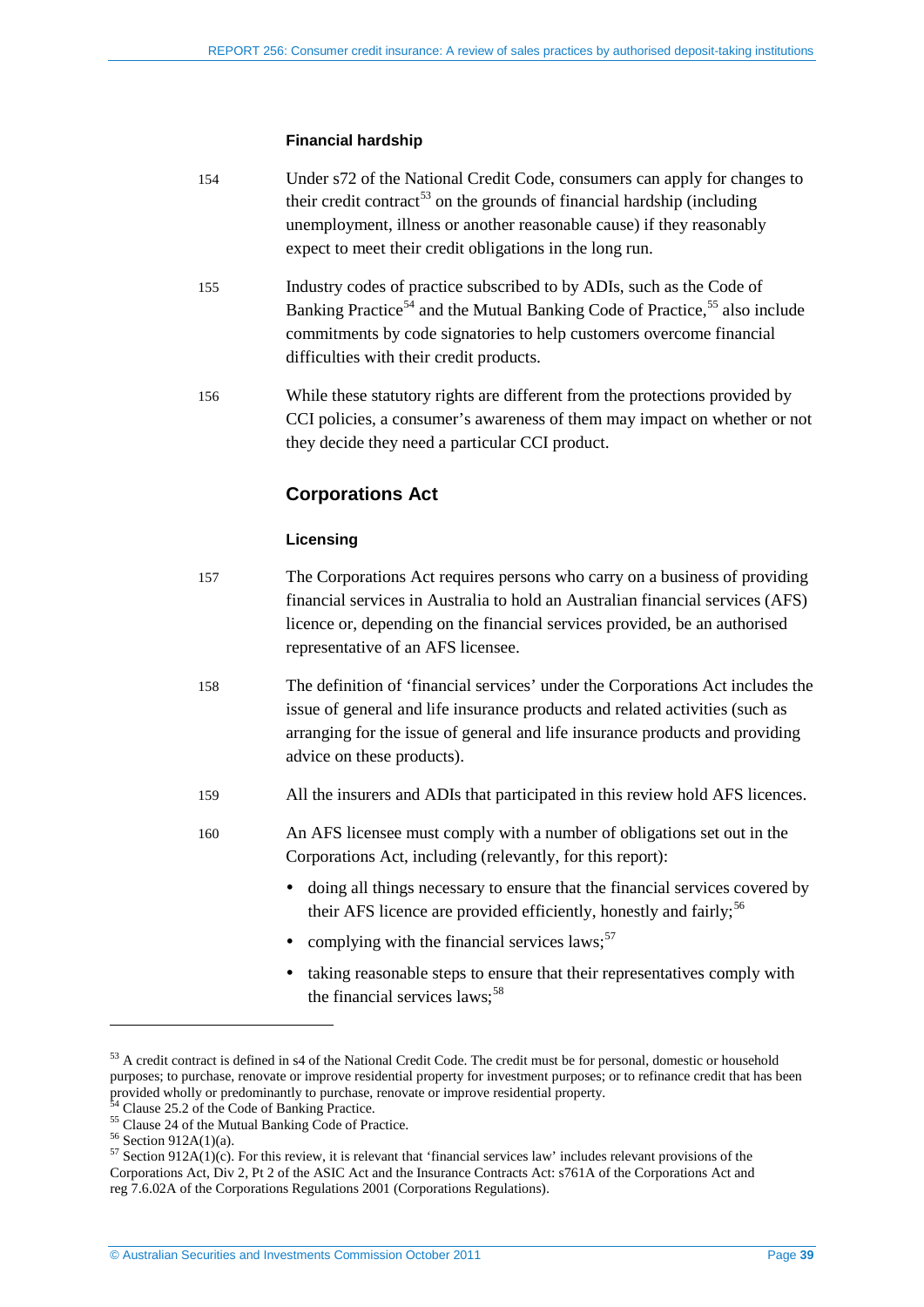### Financial hardship

154 Under s72 of the National Credit Code, consumers can apply for changes to their credit contract[53] on the grounds of financial hardship (including unemployment, illness or another reasonable cause) if they reasonably expect to meet their credit obligations in the long run.

155 Industry codes of practice subscribed to by ADIs, such as the Code of Banking Practice[54] and the Mutual Banking Code of Practice,[55] also include commitments by code signatories to help customers overcome financial difficulties with their credit products.

156 While these statutory rights are different from the protections provided by CCI policies, a consumer's awareness of them may impact on whether or not they decide they need a particular CCI product.

## Corporations Act

### Licensing

157 The Corporations Act requires persons who carry on a business of providing financial services in Australia to hold an Australian financial services (AFS) licence or, depending on the financial services provided, be an authorised representative of an AFS licensee.

158 The definition of 'financial services' under the Corporations Act includes the issue of general and life insurance products and related activities (such as arranging for the issue of general and life insurance products and providing advice on these products).

159 All the insurers and ADIs that participated in this review hold AFS licences.

160 An AFS licensee must comply with a number of obligations set out in the Corporations Act, including (relevantly, for this report):

- doing all things necessary to ensure that the financial services covered by their AFS licence are provided efficiently, honestly and fairly;[56]
- complying with the financial services laws;[57]
- taking reasonable steps to ensure that their representatives comply with the financial services laws;[58]

---

[53] A credit contract is defined in s4 of the National Credit Code. The credit must be for personal, domestic or household purposes; to purchase, renovate or improve residential property for investment purposes; or to refinance credit that has been provided wholly or predominantly to purchase, renovate or improve residential property.

[54] Clause 25.2 of the Code of Banking Practice.

[55] Clause 24 of the Mutual Banking Code of Practice.

[56] Section 912A(1)(a).

[57] Section 912A(1)(c). For this review, it is relevant that 'financial services law' includes relevant provisions of the Corporations Act, Div 2, Pt 2 of the ASIC Act and the Insurance Contracts Act: s761A of the Corporations Act and reg 7.6.02A of the Corporations Regulations 2001 (Corporations Regulations).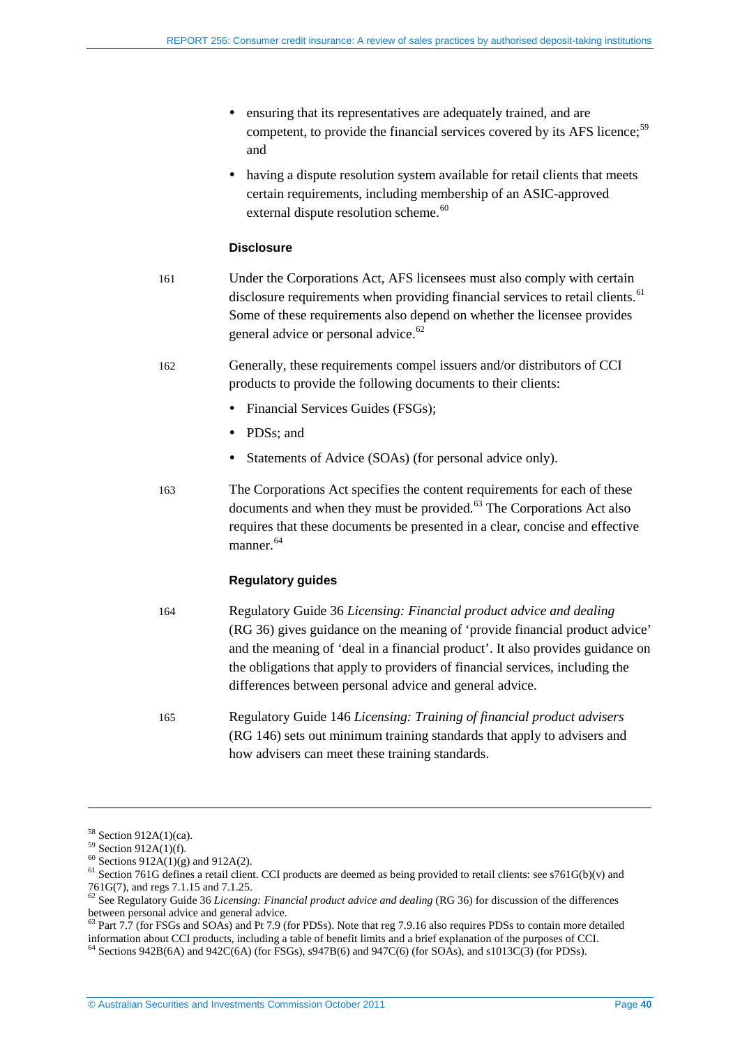- ensuring that its representatives are adequately trained, and are competent, to provide the financial services covered by its AFS licence;[59] and
- having a dispute resolution system available for retail clients that meets certain requirements, including membership of an ASIC-approved external dispute resolution scheme.[60]

#### Disclosure

161 Under the Corporations Act, AFS licensees must also comply with certain disclosure requirements when providing financial services to retail clients.[61] Some of these requirements also depend on whether the licensee provides general advice or personal advice.[62]

162 Generally, these requirements compel issuers and/or distributors of CCI products to provide the following documents to their clients:

- Financial Services Guides (FSGs);
- PDSs; and
- Statements of Advice (SOAs) (for personal advice only).

163 The Corporations Act specifies the content requirements for each of these documents and when they must be provided.[63] The Corporations Act also requires that these documents be presented in a clear, concise and effective manner.[64]

#### Regulatory guides

164 Regulatory Guide 36 *Licensing: Financial product advice and dealing* (RG 36) gives guidance on the meaning of 'provide financial product advice' and the meaning of 'deal in a financial product'. It also provides guidance on the obligations that apply to providers of financial services, including the differences between personal advice and general advice.

165 Regulatory Guide 146 *Licensing: Training of financial product advisers* (RG 146) sets out minimum training standards that apply to advisers and how advisers can meet these training standards.

---

[58] Section 912A(1)(ca).

[59] Section 912A(1)(f).

[60] Sections 912A(1)(g) and 912A(2).

[61] Section 761G defines a retail client. CCI products are deemed as being provided to retail clients: see s761G(b)(v) and 761G(7), and regs 7.1.15 and 7.1.25.

[62] See Regulatory Guide 36 *Licensing: Financial product advice and dealing* (RG 36) for discussion of the differences between personal advice and general advice.

[63] Part 7.7 (for FSGs and SOAs) and Pt 7.9 (for PDSs). Note that reg 7.9.16 also requires PDSs to contain more detailed information about CCI products, including a table of benefit limits and a brief explanation of the purposes of CCI.

[64] Sections 942B(6A) and 942C(6A) (for FSGs), s947B(6) and 947C(6) (for SOAs), and s1013C(3) (for PDSs).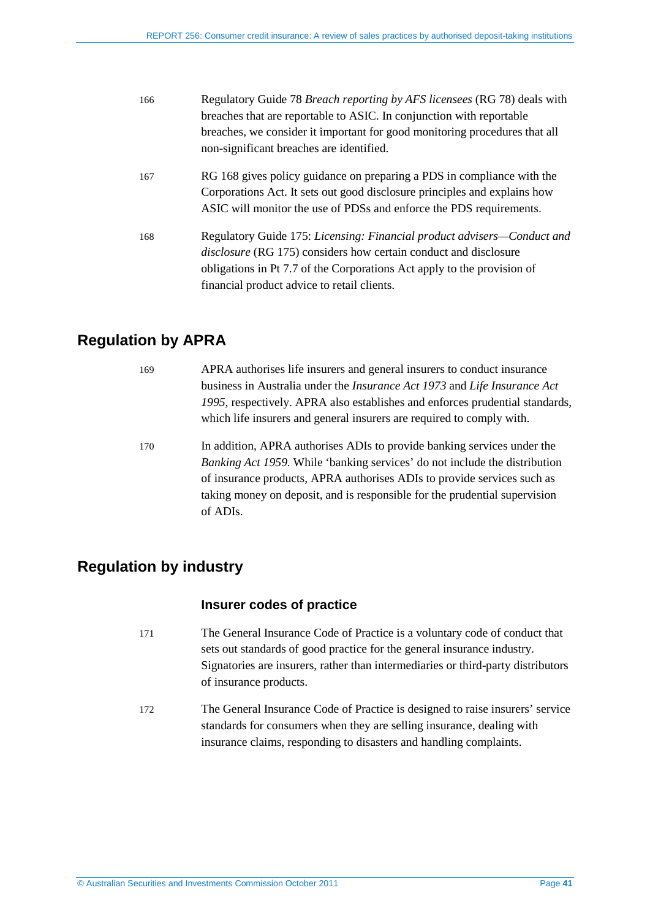166 Regulatory Guide 78 *Breach reporting by AFS licensees* (RG 78) deals with breaches that are reportable to ASIC. In conjunction with reportable breaches, we consider it important for good monitoring procedures that all non-significant breaches are identified.

167 RG 168 gives policy guidance on preparing a PDS in compliance with the Corporations Act. It sets out good disclosure principles and explains how ASIC will monitor the use of PDSs and enforce the PDS requirements.

168 Regulatory Guide 175: *Licensing: Financial product advisers—Conduct and disclosure* (RG 175) considers how certain conduct and disclosure obligations in Pt 7.7 of the Corporations Act apply to the provision of financial product advice to retail clients.

## Regulation by APRA

169 APRA authorises life insurers and general insurers to conduct insurance business in Australia under the *Insurance Act 1973* and *Life Insurance Act 1995*, respectively. APRA also establishes and enforces prudential standards, which life insurers and general insurers are required to comply with.

170 In addition, APRA authorises ADIs to provide banking services under the *Banking Act 1959.* While 'banking services' do not include the distribution of insurance products, APRA authorises ADIs to provide services such as taking money on deposit, and is responsible for the prudential supervision of ADIs.

## Regulation by industry

### Insurer codes of practice

171 The General Insurance Code of Practice is a voluntary code of conduct that sets out standards of good practice for the general insurance industry. Signatories are insurers, rather than intermediaries or third-party distributors of insurance products.

172 The General Insurance Code of Practice is designed to raise insurers' service standards for consumers when they are selling insurance, dealing with insurance claims, responding to disasters and handling complaints.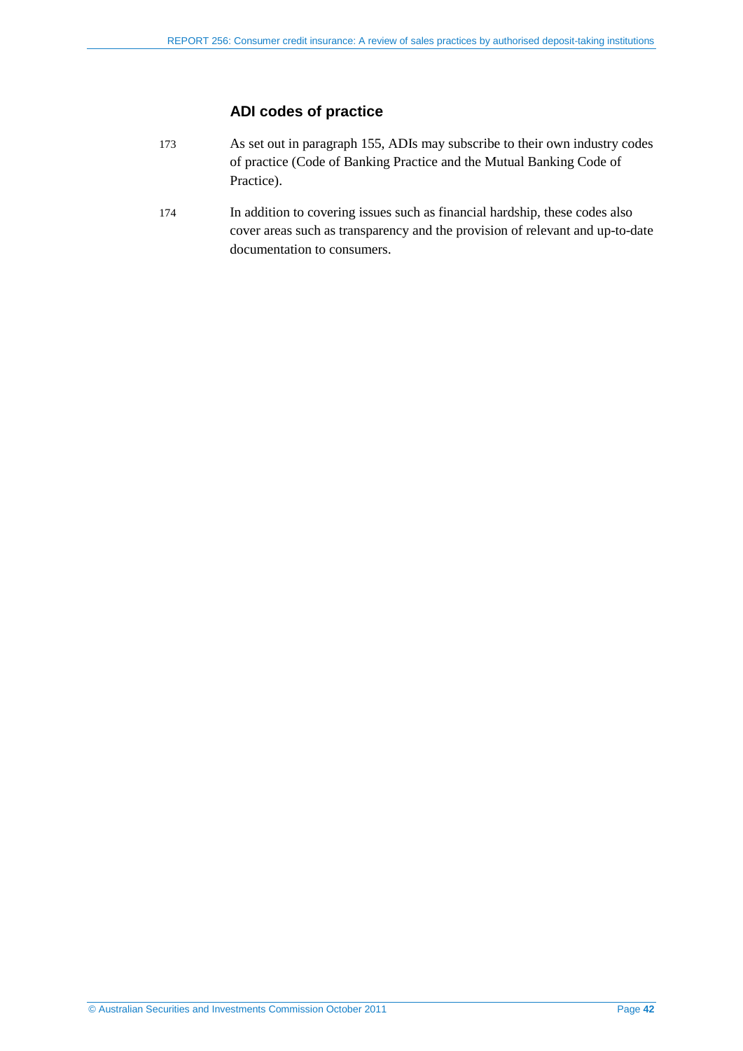## ADI codes of practice

173 As set out in paragraph 155, ADIs may subscribe to their own industry codes of practice (Code of Banking Practice and the Mutual Banking Code of Practice).

174 In addition to covering issues such as financial hardship, these codes also cover areas such as transparency and the provision of relevant and up-to-date documentation to consumers.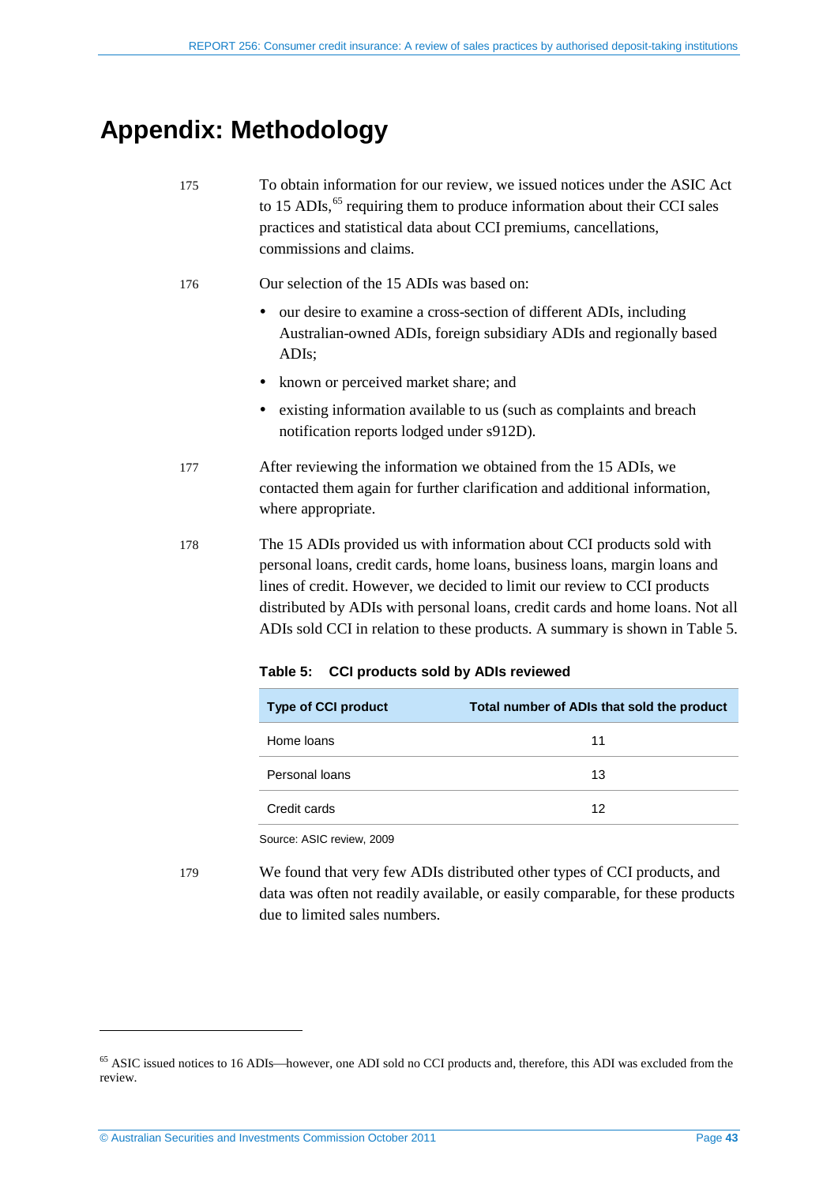# Appendix: Methodology

175 To obtain information for our review, we issued notices under the ASIC Act to 15 ADIs,[65] requiring them to produce information about their CCI sales practices and statistical data about CCI premiums, cancellations, commissions and claims.

176 Our selection of the 15 ADIs was based on:

- our desire to examine a cross-section of different ADIs, including Australian-owned ADIs, foreign subsidiary ADIs and regionally based ADIs;
- known or perceived market share; and
- existing information available to us (such as complaints and breach notification reports lodged under s912D).

177 After reviewing the information we obtained from the 15 ADIs, we contacted them again for further clarification and additional information, where appropriate.

178 The 15 ADIs provided us with information about CCI products sold with personal loans, credit cards, home loans, business loans, margin loans and lines of credit. However, we decided to limit our review to CCI products distributed by ADIs with personal loans, credit cards and home loans. Not all ADIs sold CCI in relation to these products. A summary is shown in Table 5.

**Table 5: CCI products sold by ADIs reviewed**

| Type of CCI product | Total number of ADIs that sold the product |
|---|---|
| Home loans | 11 |
| Personal loans | 13 |
| Credit cards | 12 |

Source: ASIC review, 2009

179 We found that very few ADIs distributed other types of CCI products, and data was often not readily available, or easily comparable, for these products due to limited sales numbers.

---

[65] ASIC issued notices to 16 ADIs—however, one ADI sold no CCI products and, therefore, this ADI was excluded from the review.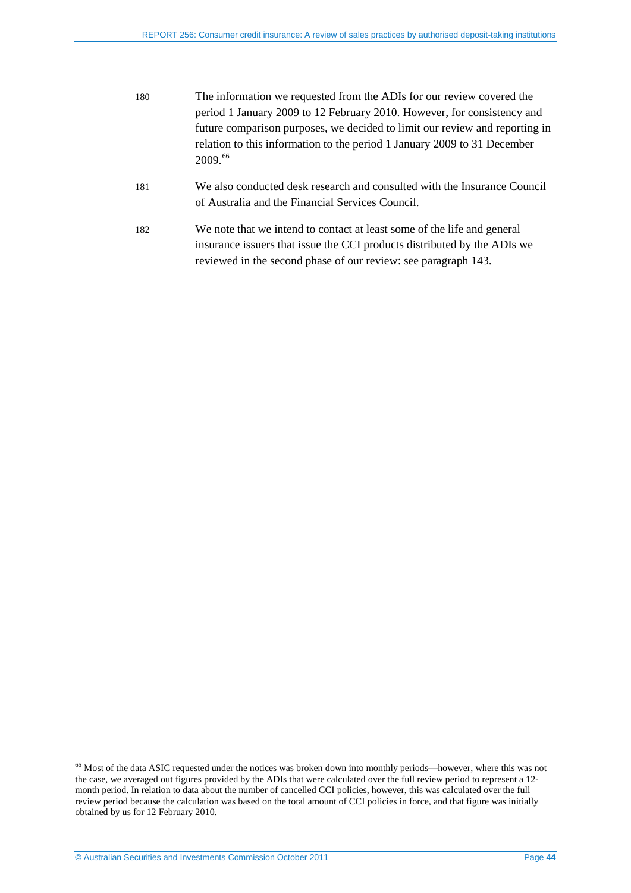180 The information we requested from the ADIs for our review covered the period 1 January 2009 to 12 February 2010. However, for consistency and future comparison purposes, we decided to limit our review and reporting in relation to this information to the period 1 January 2009 to 31 December 2009.[66]

181 We also conducted desk research and consulted with the Insurance Council of Australia and the Financial Services Council.

182 We note that we intend to contact at least some of the life and general insurance issuers that issue the CCI products distributed by the ADIs we reviewed in the second phase of our review: see paragraph 143.

---

[66] Most of the data ASIC requested under the notices was broken down into monthly periods—however, where this was not the case, we averaged out figures provided by the ADIs that were calculated over the full review period to represent a 12-month period. In relation to data about the number of cancelled CCI policies, however, this was calculated over the full review period because the calculation was based on the total amount of CCI policies in force, and that figure was initially obtained by us for 12 February 2010.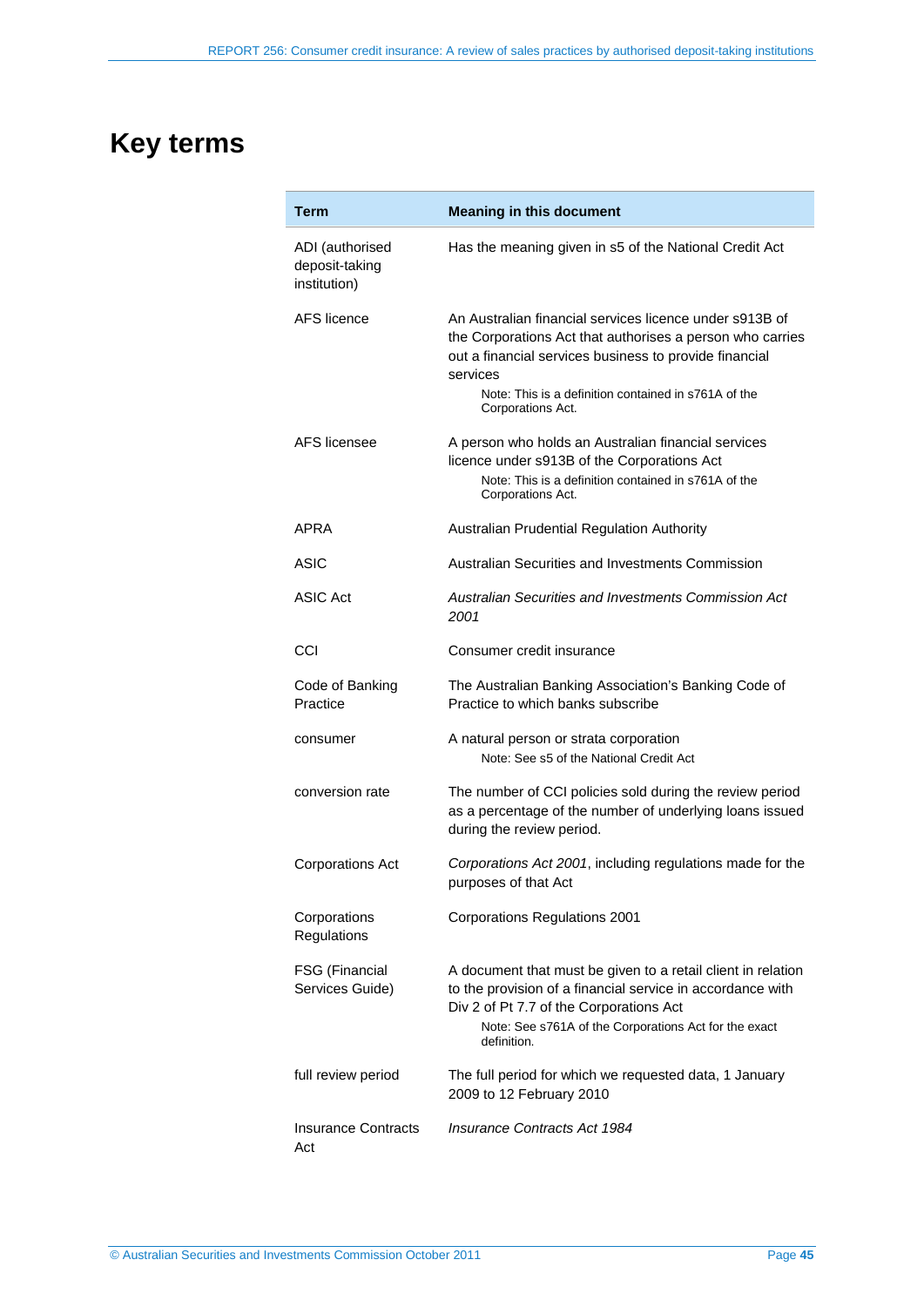# Key terms

| Term | Meaning in this document |
| --- | --- |
| ADI (authorised deposit-taking institution) | Has the meaning given in s5 of the National Credit Act |
| AFS licence | An Australian financial services licence under s913B of the Corporations Act that authorises a person who carries out a financial services business to provide financial services<br>Note: This is a definition contained in s761A of the Corporations Act. |
| AFS licensee | A person who holds an Australian financial services licence under s913B of the Corporations Act<br>Note: This is a definition contained in s761A of the Corporations Act. |
| APRA | Australian Prudential Regulation Authority |
| ASIC | Australian Securities and Investments Commission |
| ASIC Act | *Australian Securities and Investments Commission Act 2001* |
| CCI | Consumer credit insurance |
| Code of Banking Practice | The Australian Banking Association's Banking Code of Practice to which banks subscribe |
| consumer | A natural person or strata corporation<br>Note: See s5 of the National Credit Act |
| conversion rate | The number of CCI policies sold during the review period as a percentage of the number of underlying loans issued during the review period. |
| Corporations Act | *Corporations Act 2001*, including regulations made for the purposes of that Act |
| Corporations Regulations | Corporations Regulations 2001 |
| FSG (Financial Services Guide) | A document that must be given to a retail client in relation to the provision of a financial service in accordance with Div 2 of Pt 7.7 of the Corporations Act<br>Note: See s761A of the Corporations Act for the exact definition. |
| full review period | The full period for which we requested data, 1 January 2009 to 12 February 2010 |
| Insurance Contracts Act | *Insurance Contracts Act 1984* |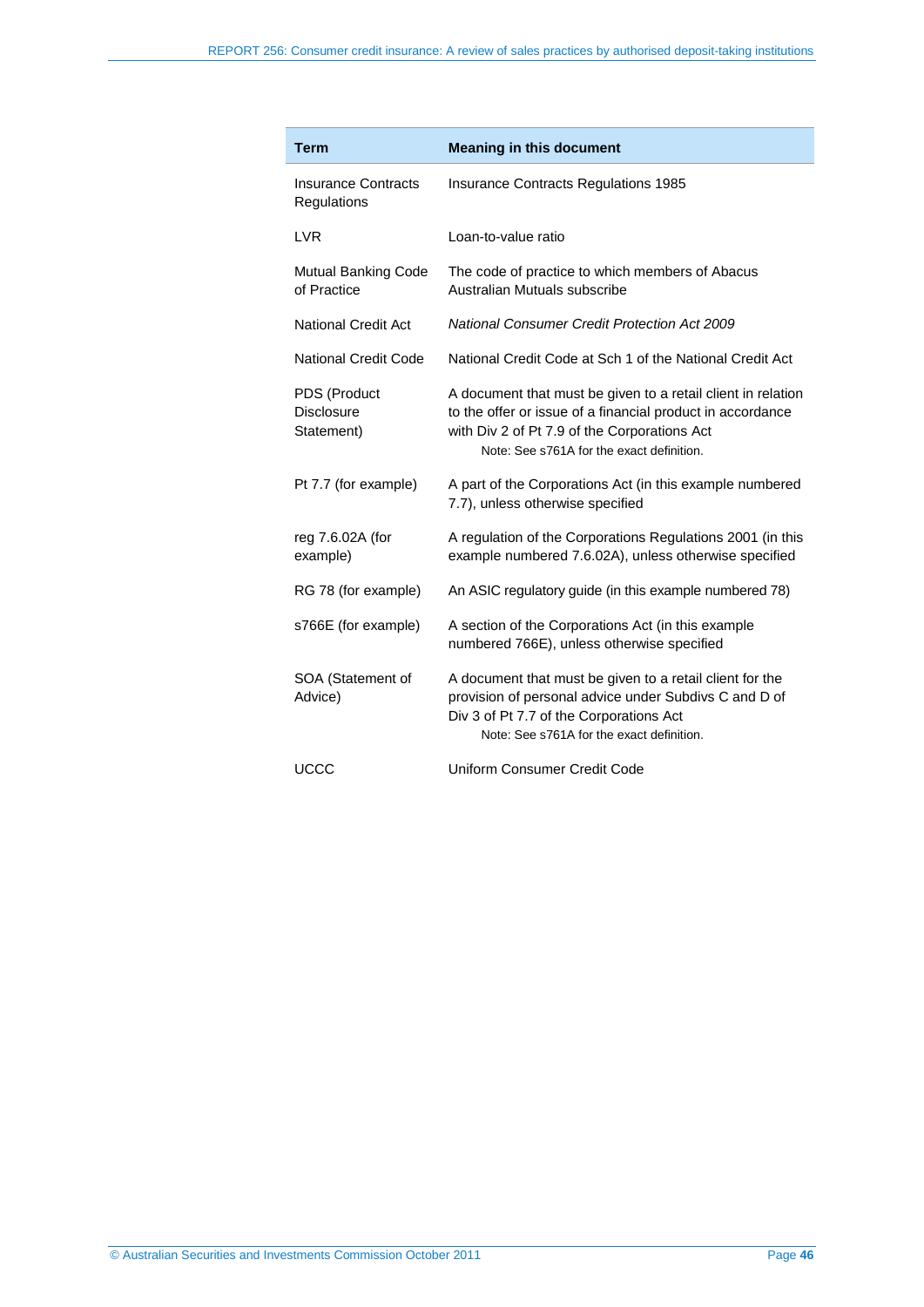| Term | Meaning in this document |
|---|---|
| Insurance Contracts Regulations | Insurance Contracts Regulations 1985 |
| LVR | Loan-to-value ratio |
| Mutual Banking Code of Practice | The code of practice to which members of Abacus Australian Mutuals subscribe |
| National Credit Act | *National Consumer Credit Protection Act 2009* |
| National Credit Code | National Credit Code at Sch 1 of the National Credit Act |
| PDS (Product Disclosure Statement) | A document that must be given to a retail client in relation to the offer or issue of a financial product in accordance with Div 2 of Pt 7.9 of the Corporations Act<br>Note: See s761A for the exact definition. |
| Pt 7.7 (for example) | A part of the Corporations Act (in this example numbered 7.7), unless otherwise specified |
| reg 7.6.02A (for example) | A regulation of the Corporations Regulations 2001 (in this example numbered 7.6.02A), unless otherwise specified |
| RG 78 (for example) | An ASIC regulatory guide (in this example numbered 78) |
| s766E (for example) | A section of the Corporations Act (in this example numbered 766E), unless otherwise specified |
| SOA (Statement of Advice) | A document that must be given to a retail client for the provision of personal advice under Subdivs C and D of Div 3 of Pt 7.7 of the Corporations Act<br>Note: See s761A for the exact definition. |
| UCCC | Uniform Consumer Credit Code |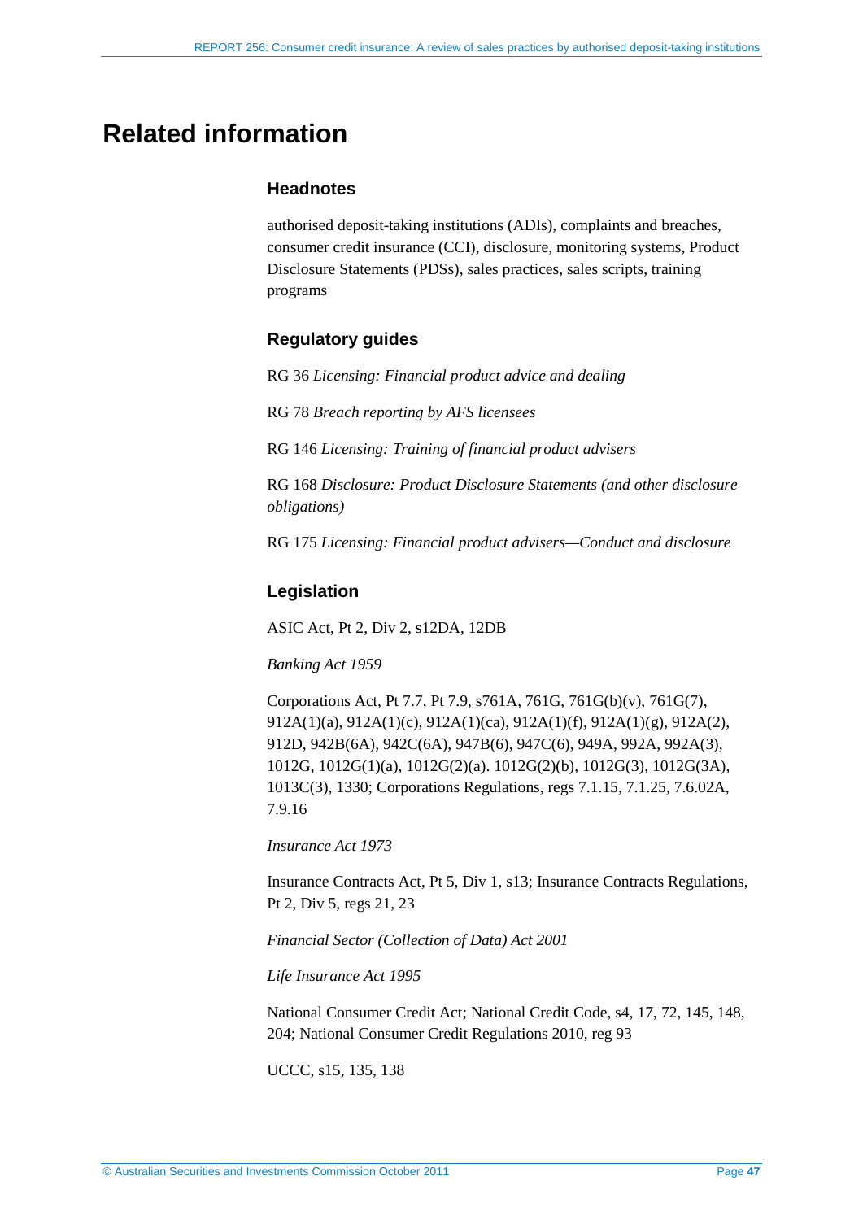# Related information

### Headnotes

authorised deposit-taking institutions (ADIs), complaints and breaches, consumer credit insurance (CCI), disclosure, monitoring systems, Product Disclosure Statements (PDSs), sales practices, sales scripts, training programs

### Regulatory guides

RG 36 *Licensing: Financial product advice and dealing*

RG 78 *Breach reporting by AFS licensees*

RG 146 *Licensing: Training of financial product advisers*

RG 168 *Disclosure: Product Disclosure Statements (and other disclosure obligations)*

RG 175 *Licensing: Financial product advisers—Conduct and disclosure*

### Legislation

ASIC Act, Pt 2, Div 2, s12DA, 12DB

*Banking Act 1959*

Corporations Act, Pt 7.7, Pt 7.9, s761A, 761G, 761G(b)(v), 761G(7), 912A(1)(a), 912A(1)(c), 912A(1)(ca), 912A(1)(f), 912A(1)(g), 912A(2), 912D, 942B(6A), 942C(6A), 947B(6), 947C(6), 949A, 992A, 992A(3), 1012G, 1012G(1)(a), 1012G(2)(a). 1012G(2)(b), 1012G(3), 1012G(3A), 1013C(3), 1330; Corporations Regulations, regs 7.1.15, 7.1.25, 7.6.02A, 7.9.16

*Insurance Act 1973*

Insurance Contracts Act, Pt 5, Div 1, s13; Insurance Contracts Regulations, Pt 2, Div 5, regs 21, 23

*Financial Sector (Collection of Data) Act 2001*

*Life Insurance Act 1995*

National Consumer Credit Act; National Credit Code, s4, 17, 72, 145, 148, 204; National Consumer Credit Regulations 2010, reg 93

UCCC, s15, 135, 138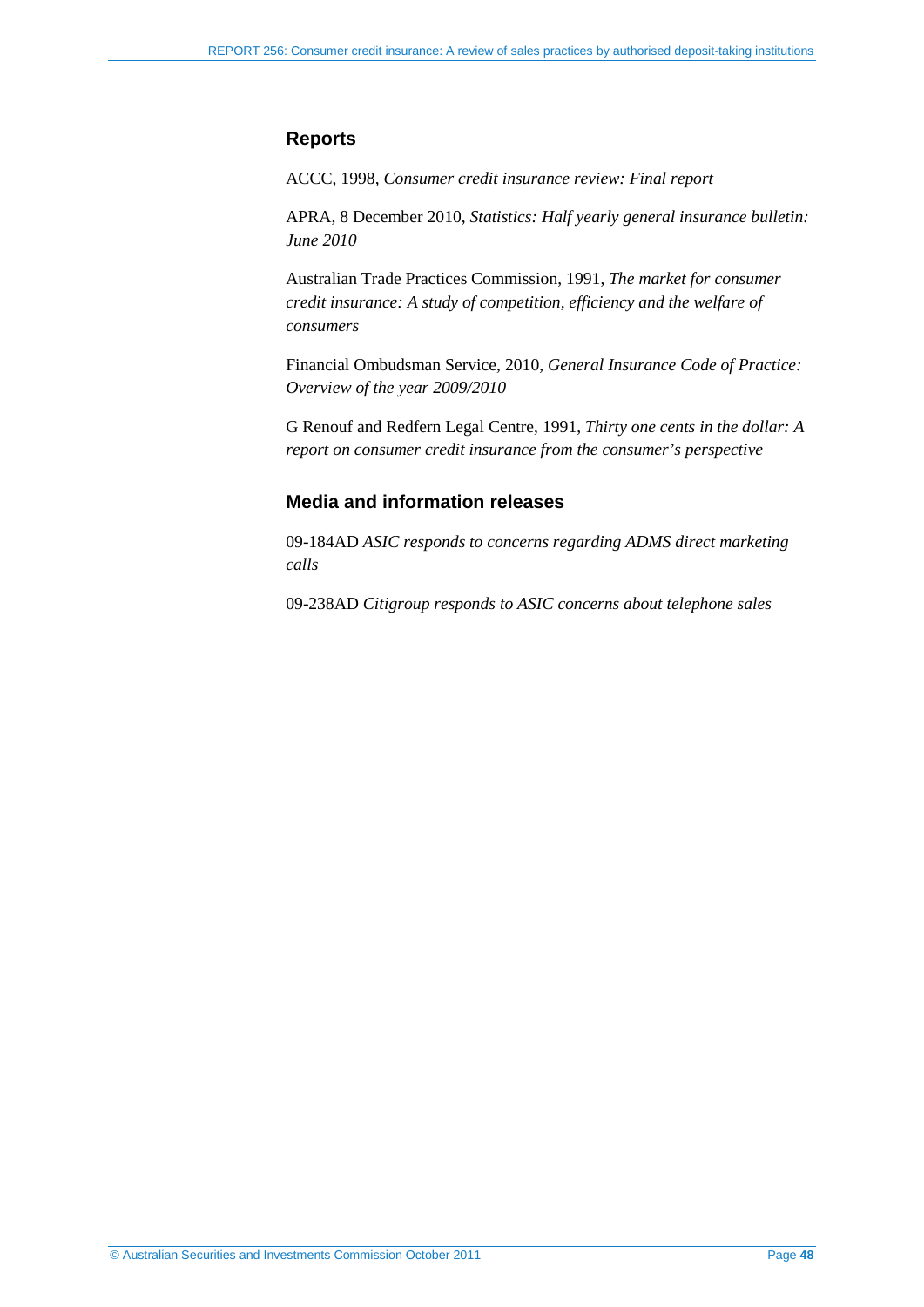## Reports

ACCC, 1998, *Consumer credit insurance review: Final report*

APRA, 8 December 2010, *Statistics: Half yearly general insurance bulletin: June 2010*

Australian Trade Practices Commission, 1991, *The market for consumer credit insurance: A study of competition, efficiency and the welfare of consumers*

Financial Ombudsman Service, 2010, *General Insurance Code of Practice: Overview of the year 2009/2010*

G Renouf and Redfern Legal Centre, 1991, *Thirty one cents in the dollar: A report on consumer credit insurance from the consumer's perspective*

## Media and information releases

09-184AD *ASIC responds to concerns regarding ADMS direct marketing calls*

09-238AD *Citigroup responds to ASIC concerns about telephone sales*